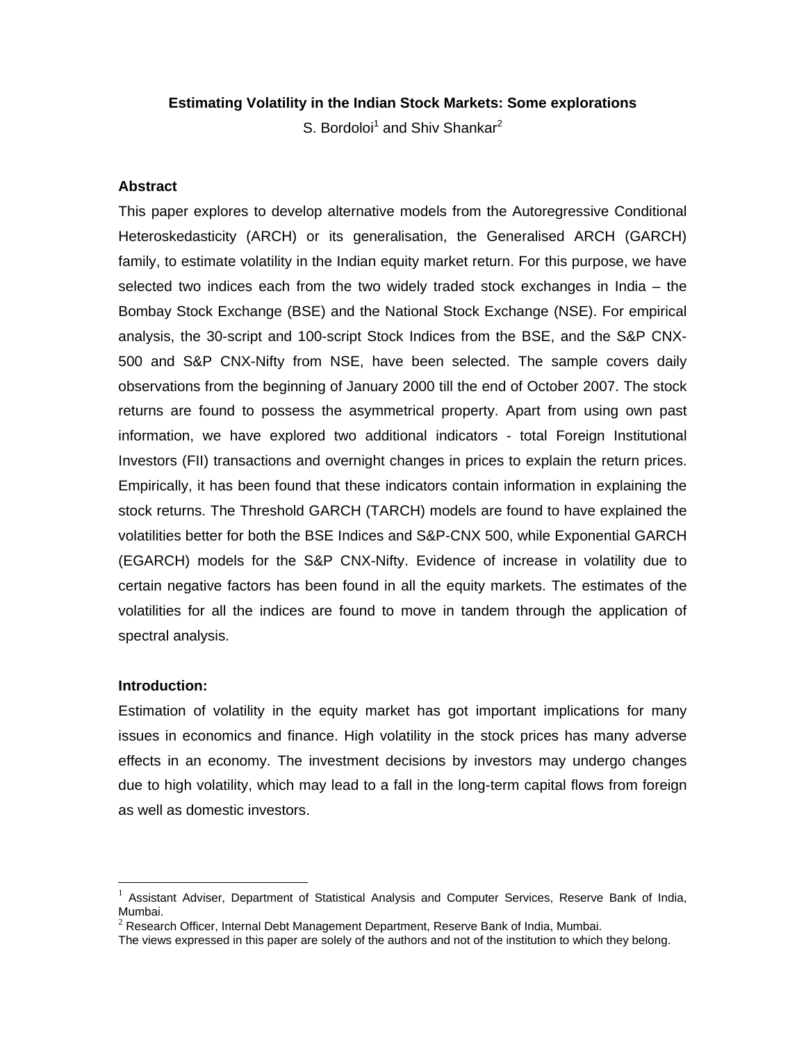# Estimating Volatility in the Indian Stock Markets: Some explorations

S. Bordoloi[1] and Shiv Shankar[2]

## Abstract

This paper explores to develop alternative models from the Autoregressive Conditional Heteroskedasticity (ARCH) or its generalisation, the Generalised ARCH (GARCH) family, to estimate volatility in the Indian equity market return. For this purpose, we have selected two indices each from the two widely traded stock exchanges in India – the Bombay Stock Exchange (BSE) and the National Stock Exchange (NSE). For empirical analysis, the 30-script and 100-script Stock Indices from the BSE, and the S&P CNX-500 and S&P CNX-Nifty from NSE, have been selected. The sample covers daily observations from the beginning of January 2000 till the end of October 2007. The stock returns are found to possess the asymmetrical property. Apart from using own past information, we have explored two additional indicators - total Foreign Institutional Investors (FII) transactions and overnight changes in prices to explain the return prices. Empirically, it has been found that these indicators contain information in explaining the stock returns. The Threshold GARCH (TARCH) models are found to have explained the volatilities better for both the BSE Indices and S&P-CNX 500, while Exponential GARCH (EGARCH) models for the S&P CNX-Nifty. Evidence of increase in volatility due to certain negative factors has been found in all the equity markets. The estimates of the volatilities for all the indices are found to move in tandem through the application of spectral analysis.

## Introduction:

Estimation of volatility in the equity market has got important implications for many issues in economics and finance. High volatility in the stock prices has many adverse effects in an economy. The investment decisions by investors may undergo changes due to high volatility, which may lead to a fall in the long-term capital flows from foreign as well as domestic investors.

---

[1] Assistant Adviser, Department of Statistical Analysis and Computer Services, Reserve Bank of India, Mumbai.

[2] Research Officer, Internal Debt Management Department, Reserve Bank of India, Mumbai.

The views expressed in this paper are solely of the authors and not of the institution to which they belong.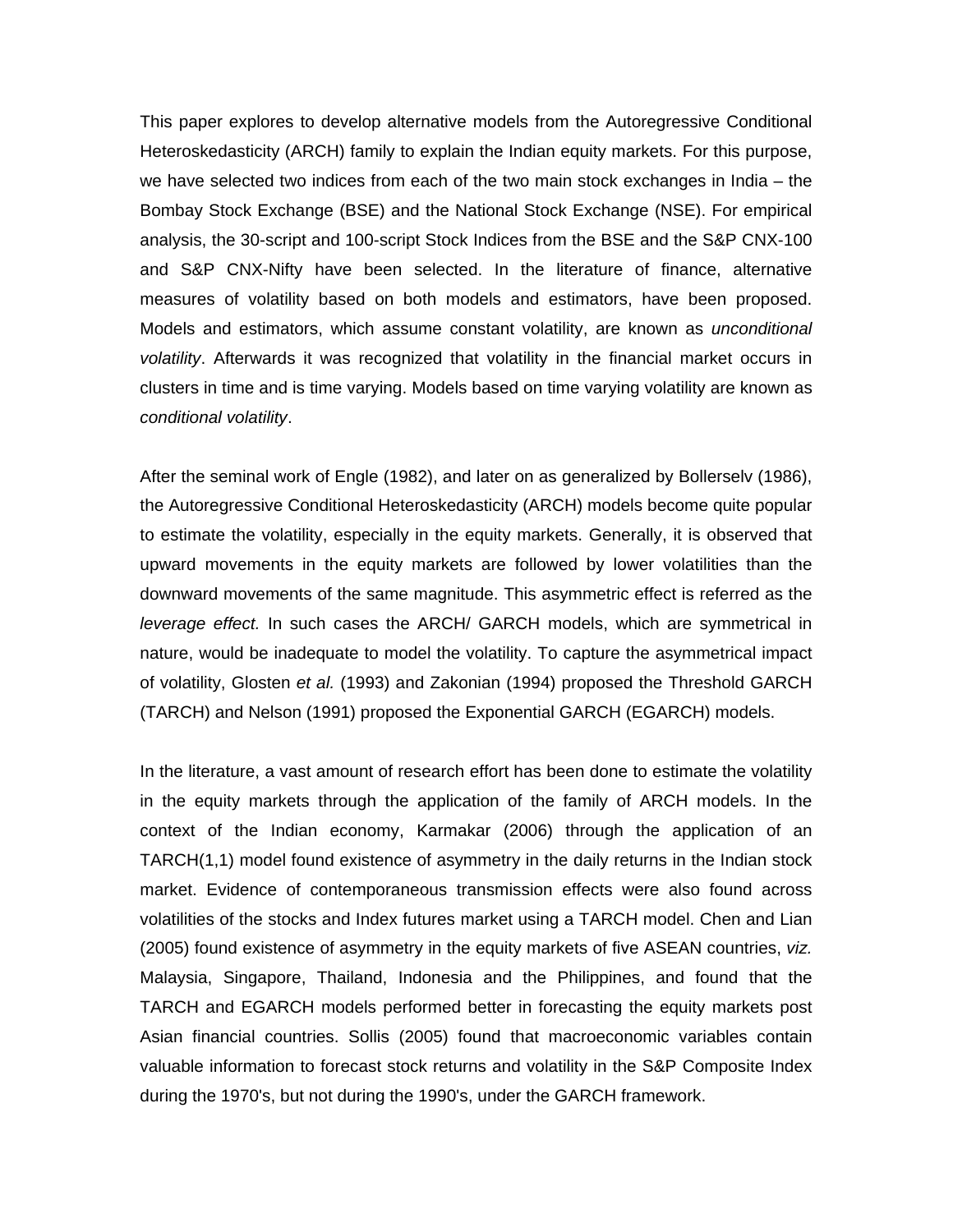This paper explores to develop alternative models from the Autoregressive Conditional Heteroskedasticity (ARCH) family to explain the Indian equity markets. For this purpose, we have selected two indices from each of the two main stock exchanges in India – the Bombay Stock Exchange (BSE) and the National Stock Exchange (NSE). For empirical analysis, the 30-script and 100-script Stock Indices from the BSE and the S&P CNX-100 and S&P CNX-Nifty have been selected. In the literature of finance, alternative measures of volatility based on both models and estimators, have been proposed. Models and estimators, which assume constant volatility, are known as *unconditional volatility*. Afterwards it was recognized that volatility in the financial market occurs in clusters in time and is time varying. Models based on time varying volatility are known as *conditional volatility*.

After the seminal work of Engle (1982), and later on as generalized by Bollerselv (1986), the Autoregressive Conditional Heteroskedasticity (ARCH) models become quite popular to estimate the volatility, especially in the equity markets. Generally, it is observed that upward movements in the equity markets are followed by lower volatilities than the downward movements of the same magnitude. This asymmetric effect is referred as the *leverage effect.* In such cases the ARCH/ GARCH models, which are symmetrical in nature, would be inadequate to model the volatility. To capture the asymmetrical impact of volatility, Glosten *et al.* (1993) and Zakonian (1994) proposed the Threshold GARCH (TARCH) and Nelson (1991) proposed the Exponential GARCH (EGARCH) models.

In the literature, a vast amount of research effort has been done to estimate the volatility in the equity markets through the application of the family of ARCH models. In the context of the Indian economy, Karmakar (2006) through the application of an TARCH(1,1) model found existence of asymmetry in the daily returns in the Indian stock market. Evidence of contemporaneous transmission effects were also found across volatilities of the stocks and Index futures market using a TARCH model. Chen and Lian (2005) found existence of asymmetry in the equity markets of five ASEAN countries, *viz.* Malaysia, Singapore, Thailand, Indonesia and the Philippines, and found that the TARCH and EGARCH models performed better in forecasting the equity markets post Asian financial countries. Sollis (2005) found that macroeconomic variables contain valuable information to forecast stock returns and volatility in the S&P Composite Index during the 1970's, but not during the 1990's, under the GARCH framework.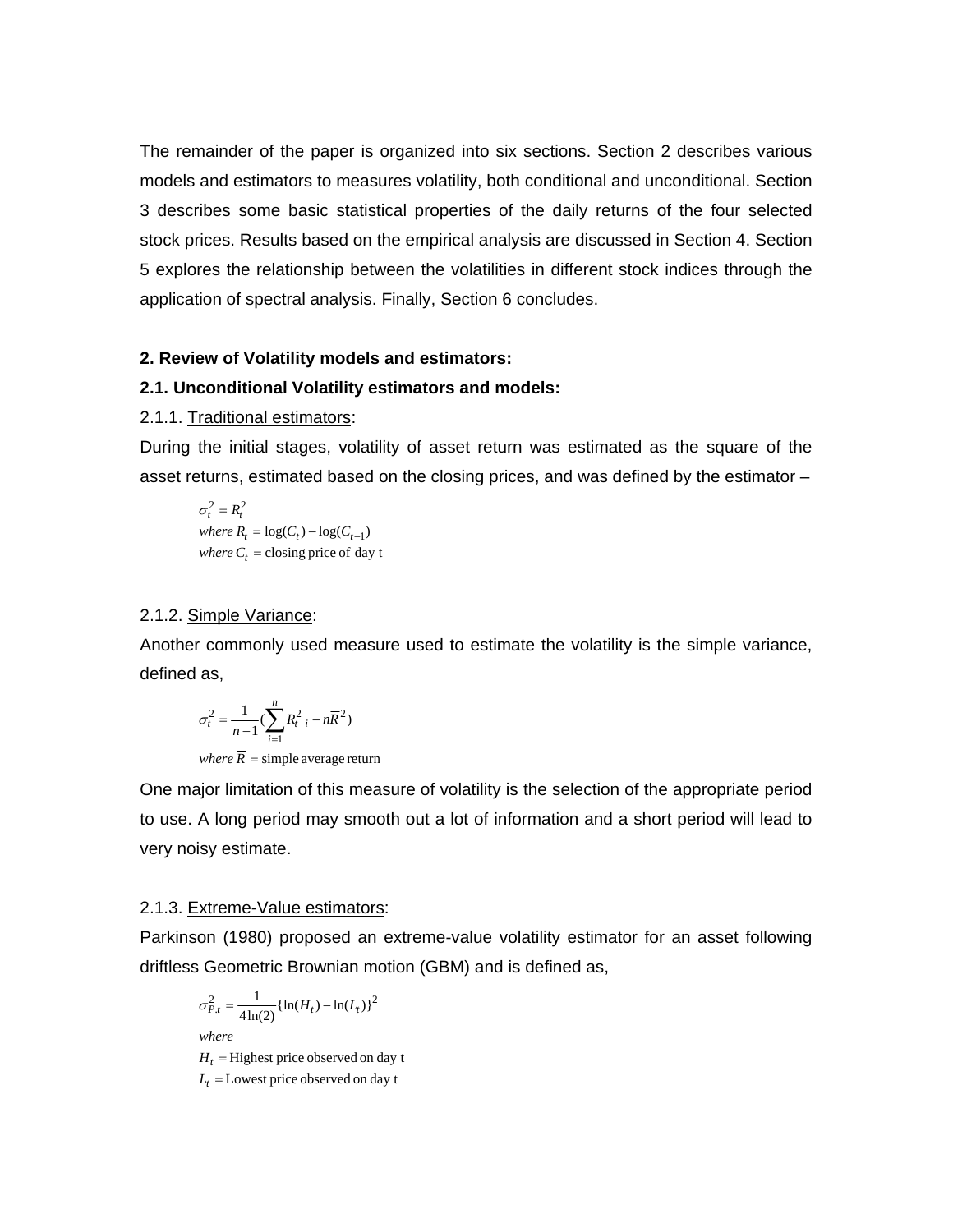The remainder of the paper is organized into six sections. Section 2 describes various models and estimators to measures volatility, both conditional and unconditional. Section 3 describes some basic statistical properties of the daily returns of the four selected stock prices. Results based on the empirical analysis are discussed in Section 4. Section 5 explores the relationship between the volatilities in different stock indices through the application of spectral analysis. Finally, Section 6 concludes.

## 2. Review of Volatility models and estimators:

### 2.1. Unconditional Volatility estimators and models:

2.1.1. Traditional estimators:

During the initial stages, volatility of asset return was estimated as the square of the asset returns, estimated based on the closing prices, and was defined by the estimator –

$$
\begin{aligned}
&\sigma_t^2 = R_t^2 \\
&\textit{where } R_t = \log(C_t) - \log(C_{t-1}) \\
&\textit{where } C_t = \text{closing price of day t}
\end{aligned}
$$

2.1.2. Simple Variance:

Another commonly used measure used to estimate the volatility is the simple variance, defined as,

$$
\begin{aligned}
&\sigma_t^2 = \frac{1}{n-1}\left(\sum_{i=1}^{n} R_{t-i}^2 - n\overline{R}^2\right) \\
&\textit{where } \overline{R} = \text{simple average return}
\end{aligned}
$$

One major limitation of this measure of volatility is the selection of the appropriate period to use. A long period may smooth out a lot of information and a short period will lead to very noisy estimate.

2.1.3. Extreme-Value estimators:

Parkinson (1980) proposed an extreme-value volatility estimator for an asset following driftless Geometric Brownian motion (GBM) and is defined as,

$$
\begin{aligned}
&\sigma_{P.t}^2 = \frac{1}{4\ln(2)}\{\ln(H_t) - \ln(L_t)\}^2 \\
&\textit{where} \\
&H_t = \text{Highest price observed on day t} \\
&L_t = \text{Lowest price observed on day t}
\end{aligned}
$$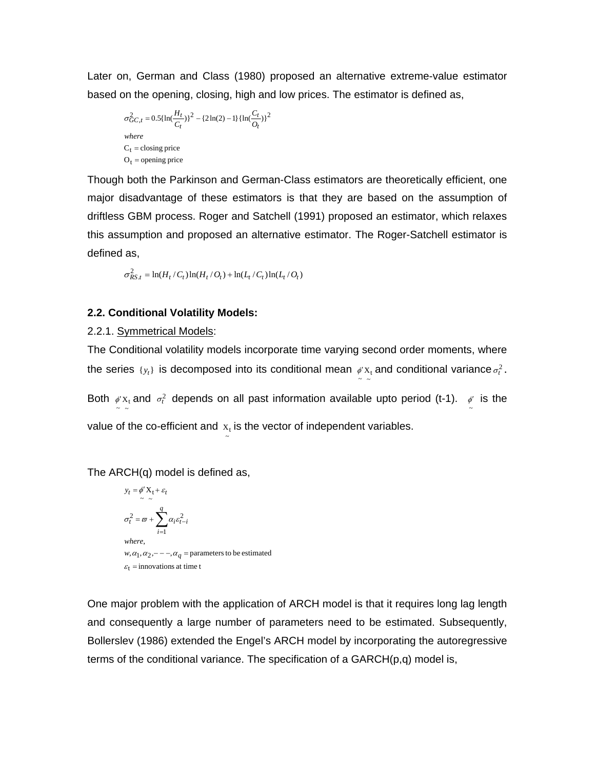Later on, German and Class (1980) proposed an alternative extreme-value estimator based on the opening, closing, high and low prices. The estimator is defined as,

$$\sigma^2_{GC,t} = 0.5\{\ln(\frac{H_t}{C_t})\}^2 - \{2\ln(2) - 1\}\{\ln(\frac{C_t}{O_t})\}^2$$

$$\begin{aligned}
&where \\
&\mathrm{C_t} = \text{closing price} \\
&\mathrm{O_t} = \text{opening price}
\end{aligned}$$

Though both the Parkinson and German-Class estimators are theoretically efficient, one major disadvantage of these estimators is that they are based on the assumption of driftless GBM process. Roger and Satchell (1991) proposed an estimator, which relaxes this assumption and proposed an alternative estimator. The Roger-Satchell estimator is defined as,

$$\sigma^2_{RS.t} = \ln(H_t / C_t)\ln(H_t / O_t) + \ln(L_t / C_t)\ln(L_t / O_t)$$

**2.2. Conditional Volatility Models:**

2.2.1. Symmetrical Models:

The Conditional volatility models incorporate time varying second order moments, where the series $\{y_t\}$ is decomposed into its conditional mean $\underset{\sim}{\phi}' \underset{\sim}{\mathrm{x}}_{\mathrm{t}}$ and conditional variance $\sigma_t^2$. Both $\underset{\sim}{\phi}' \underset{\sim}{\mathrm{x}}_{\mathrm{t}}$ and $\sigma_t^2$ depends on all past information available upto period (t-1). $\underset{\sim}{\phi}'$ is the value of the co-efficient and $\underset{\sim}{\mathrm{x}}_{\mathrm{t}}$ is the vector of independent variables.

The ARCH(q) model is defined as,

$$y_t = \underset{\sim}{\phi}' \underset{\sim}{\mathrm{X}}_{\mathrm{t}} + \varepsilon_t$$

$$\sigma_t^2 = \varpi + \sum_{i=1}^{q} \alpha_i \varepsilon_{t-i}^2$$

$$\begin{aligned}
&where, \\
&w, \alpha_1, \alpha_2, ---, \alpha_q = \text{parameters to be estimated} \\
&\varepsilon_{\mathrm{t}} = \text{innovations at time t}
\end{aligned}$$

One major problem with the application of ARCH model is that it requires long lag length and consequently a large number of parameters need to be estimated. Subsequently, Bollerslev (1986) extended the Engel's ARCH model by incorporating the autoregressive terms of the conditional variance. The specification of a GARCH(p,q) model is,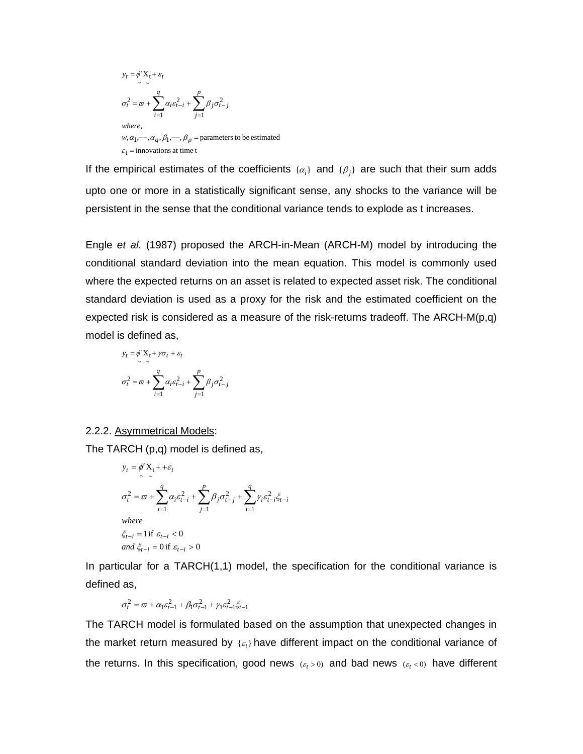$$y_t = \underset{\sim}{\phi}' \underset{\sim}{X_t} + \varepsilon_t$$

$$\sigma_t^2 = \varpi + \sum_{i=1}^{q} \alpha_i \varepsilon_{t-i}^2 + \sum_{j=1}^{p} \beta_j \sigma_{t-j}^2$$

*where,*

$w, \alpha_1, \text{—}, \alpha_q, \beta_1, \text{—}, \beta_p =$ parameters to be estimated

$\varepsilon_t =$ innovations at time t

If the empirical estimates of the coefficients $\{\alpha_i\}$ and $\{\beta_j\}$ are such that their sum adds upto one or more in a statistically significant sense, any shocks to the variance will be persistent in the sense that the conditional variance tends to explode as t increases.

Engle *et al.* (1987) proposed the ARCH-in-Mean (ARCH-M) model by introducing the conditional standard deviation into the mean equation. This model is commonly used where the expected returns on an asset is related to expected asset risk. The conditional standard deviation is used as a proxy for the risk and the estimated coefficient on the expected risk is considered as a measure of the risk-returns tradeoff. The ARCH-M(p,q) model is defined as,

$$y_t = \underset{\sim}{\phi}' \underset{\sim}{X_t} + \gamma \sigma_t + \varepsilon_t$$

$$\sigma_t^2 = \varpi + \sum_{i=1}^{q} \alpha_i \varepsilon_{t-i}^2 + \sum_{j=1}^{p} \beta_j \sigma_{t-j}^2$$

2.2.2. Asymmetrical Models:

The TARCH (p,q) model is defined as,

$$y_t = \underset{\sim}{\phi}' \underset{\sim}{X_t} + + \varepsilon_t$$

$$\sigma_t^2 = \varpi + \sum_{i=1}^{q} \alpha_i \varepsilon_{t-i}^2 + \sum_{j=1}^{p} \beta_j \sigma_{t-j}^2 + \sum_{i=1}^{q} \gamma_i \varepsilon_{t-i}^2 \xi_{t-i}$$

*where*

$\xi_{t-i} = 1 \text{ if } \varepsilon_{t-i} < 0$

*and* $\xi_{t-i} = 0 \text{ if } \varepsilon_{t-i} > 0$

In particular for a TARCH(1,1) model, the specification for the conditional variance is defined as,

$$\sigma_t^2 = \varpi + \alpha_1 \varepsilon_{t-1}^2 + \beta_1 \sigma_{t-1}^2 + \gamma_1 \varepsilon_{t-1}^2 \xi_{t-1}$$

The TARCH model is formulated based on the assumption that unexpected changes in the market return measured by $\{\varepsilon_t\}$ have different impact on the conditional variance of the returns. In this specification, good news $(\varepsilon_t > 0)$ and bad news $(\varepsilon_t < 0)$ have different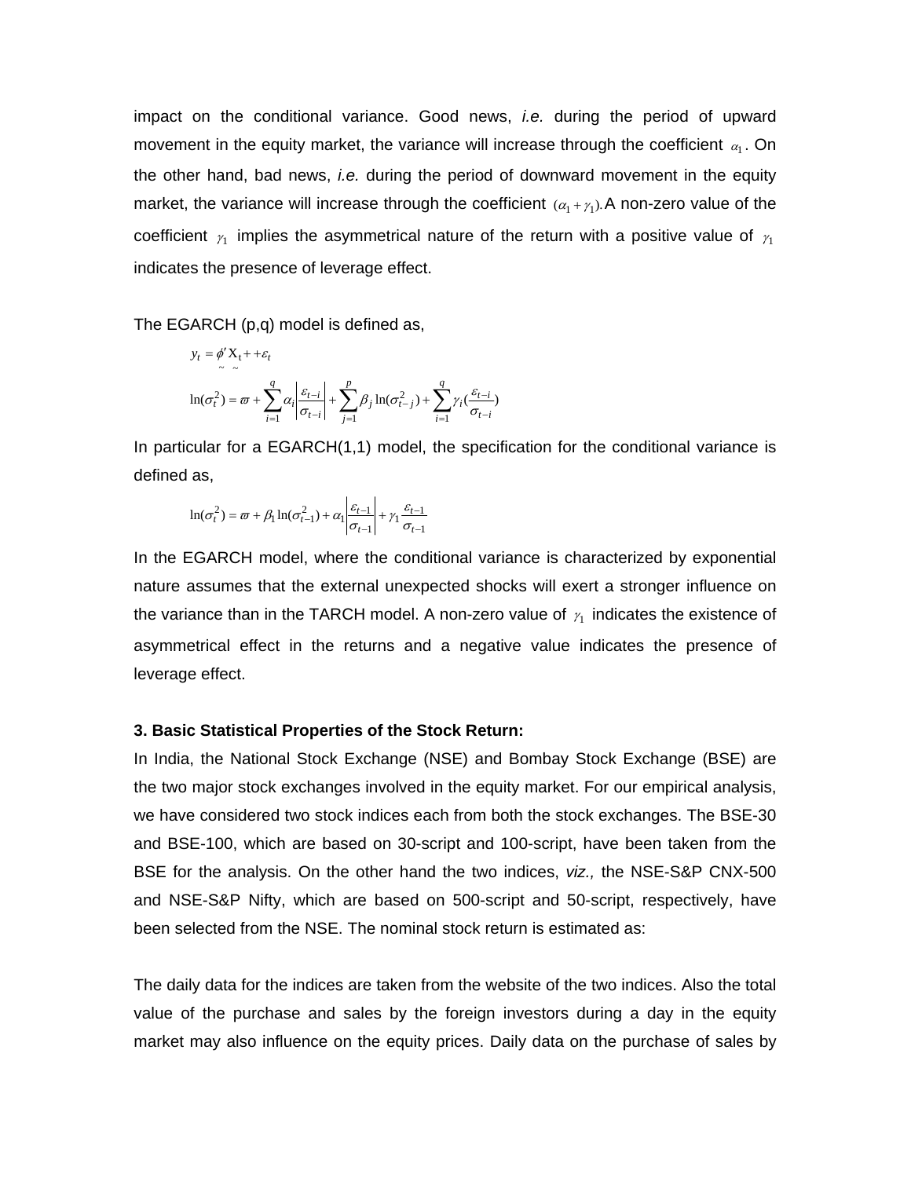impact on the conditional variance. Good news, *i.e.* during the period of upward movement in the equity market, the variance will increase through the coefficient $\alpha_1$. On the other hand, bad news, *i.e.* during the period of downward movement in the equity market, the variance will increase through the coefficient $(\alpha_1 + \gamma_1)$. A non-zero value of the coefficient $\gamma_1$ implies the asymmetrical nature of the return with a positive value of $\gamma_1$ indicates the presence of leverage effect.

The EGARCH (p,q) model is defined as,

$$y_t = \underset{\sim}{\phi}' \underset{\sim}{X}_t + + \varepsilon_t$$

$$\ln(\sigma_t^2) = \varpi + \sum_{i=1}^{q} \alpha_i \left| \frac{\varepsilon_{t-i}}{\sigma_{t-i}} \right| + \sum_{j=1}^{p} \beta_j \ln(\sigma_{t-j}^2) + \sum_{i=1}^{q} \gamma_i \left( \frac{\varepsilon_{t-i}}{\sigma_{t-i}} \right)$$

In particular for a EGARCH(1,1) model, the specification for the conditional variance is defined as,

$$\ln(\sigma_t^2) = \varpi + \beta_1 \ln(\sigma_{t-1}^2) + \alpha_1 \left| \frac{\varepsilon_{t-1}}{\sigma_{t-1}} \right| + \gamma_1 \frac{\varepsilon_{t-1}}{\sigma_{t-1}}$$

In the EGARCH model, where the conditional variance is characterized by exponential nature assumes that the external unexpected shocks will exert a stronger influence on the variance than in the TARCH model. A non-zero value of $\gamma_1$ indicates the existence of asymmetrical effect in the returns and a negative value indicates the presence of leverage effect.

**3. Basic Statistical Properties of the Stock Return:**

In India, the National Stock Exchange (NSE) and Bombay Stock Exchange (BSE) are the two major stock exchanges involved in the equity market. For our empirical analysis, we have considered two stock indices each from both the stock exchanges. The BSE-30 and BSE-100, which are based on 30-script and 100-script, have been taken from the BSE for the analysis. On the other hand the two indices, *viz.,* the NSE-S&P CNX-500 and NSE-S&P Nifty, which are based on 500-script and 50-script, respectively, have been selected from the NSE. The nominal stock return is estimated as:

The daily data for the indices are taken from the website of the two indices. Also the total value of the purchase and sales by the foreign investors during a day in the equity market may also influence on the equity prices. Daily data on the purchase of sales by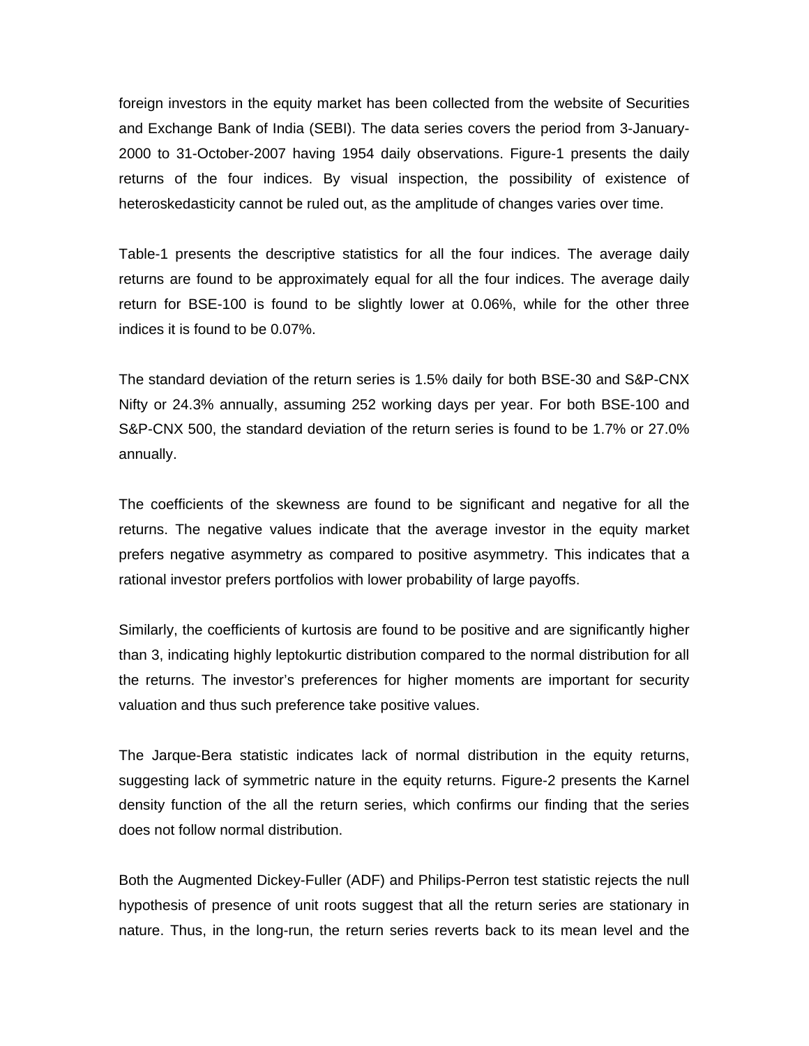foreign investors in the equity market has been collected from the website of Securities and Exchange Bank of India (SEBI). The data series covers the period from 3-January-2000 to 31-October-2007 having 1954 daily observations. Figure-1 presents the daily returns of the four indices. By visual inspection, the possibility of existence of heteroskedasticity cannot be ruled out, as the amplitude of changes varies over time.

Table-1 presents the descriptive statistics for all the four indices. The average daily returns are found to be approximately equal for all the four indices. The average daily return for BSE-100 is found to be slightly lower at 0.06%, while for the other three indices it is found to be 0.07%.

The standard deviation of the return series is 1.5% daily for both BSE-30 and S&P-CNX Nifty or 24.3% annually, assuming 252 working days per year. For both BSE-100 and S&P-CNX 500, the standard deviation of the return series is found to be 1.7% or 27.0% annually.

The coefficients of the skewness are found to be significant and negative for all the returns. The negative values indicate that the average investor in the equity market prefers negative asymmetry as compared to positive asymmetry. This indicates that a rational investor prefers portfolios with lower probability of large payoffs.

Similarly, the coefficients of kurtosis are found to be positive and are significantly higher than 3, indicating highly leptokurtic distribution compared to the normal distribution for all the returns. The investor's preferences for higher moments are important for security valuation and thus such preference take positive values.

The Jarque-Bera statistic indicates lack of normal distribution in the equity returns, suggesting lack of symmetric nature in the equity returns. Figure-2 presents the Karnel density function of the all the return series, which confirms our finding that the series does not follow normal distribution.

Both the Augmented Dickey-Fuller (ADF) and Philips-Perron test statistic rejects the null hypothesis of presence of unit roots suggest that all the return series are stationary in nature. Thus, in the long-run, the return series reverts back to its mean level and the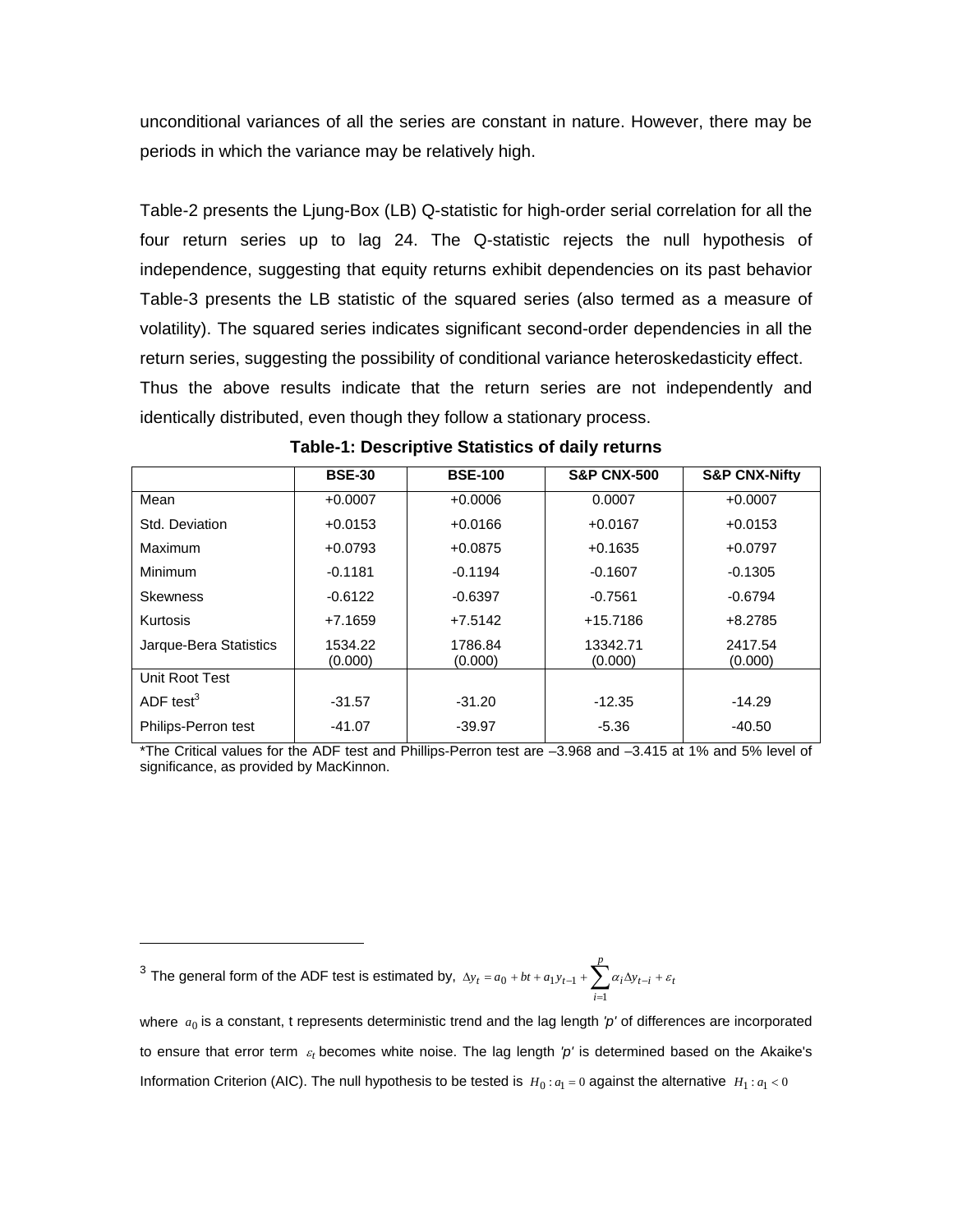unconditional variances of all the series are constant in nature. However, there may be periods in which the variance may be relatively high.

Table-2 presents the Ljung-Box (LB) Q-statistic for high-order serial correlation for all the four return series up to lag 24. The Q-statistic rejects the null hypothesis of independence, suggesting that equity returns exhibit dependencies on its past behavior Table-3 presents the LB statistic of the squared series (also termed as a measure of volatility). The squared series indicates significant second-order dependencies in all the return series, suggesting the possibility of conditional variance heteroskedasticity effect. Thus the above results indicate that the return series are not independently and identically distributed, even though they follow a stationary process.

**Table-1: Descriptive Statistics of daily returns**

| | BSE-30 | BSE-100 | S&P CNX-500 | S&P CNX-Nifty |
|---|---|---|---|---|
| Mean | +0.0007 | +0.0006 | 0.0007 | +0.0007 |
| Std. Deviation | +0.0153 | +0.0166 | +0.0167 | +0.0153 |
| Maximum | +0.0793 | +0.0875 | +0.1635 | +0.0797 |
| Minimum | -0.1181 | -0.1194 | -0.1607 | -0.1305 |
| Skewness | -0.6122 | -0.6397 | -0.7561 | -0.6794 |
| Kurtosis | +7.1659 | +7.5142 | +15.7186 | +8.2785 |
| Jarque-Bera Statistics | 1534.22 (0.000) | 1786.84 (0.000) | 13342.71 (0.000) | 2417.54 (0.000) |
| Unit Root Test | | | | |
| ADF test[3] | -31.57 | -31.20 | -12.35 | -14.29 |
| Philips-Perron test | -41.07 | -39.97 | -5.36 | -40.50 |

*The Critical values for the ADF test and Phillips-Perron test are –3.968 and –3.415 at 1% and 5% level of significance, as provided by MacKinnon.

---

[3] The general form of the ADF test is estimated by, $\Delta y_t = a_0 + bt + a_1 y_{t-1} + \sum_{i=1}^{p} \alpha_i \Delta y_{t-i} + \varepsilon_t$

where $a_0$ is a constant, t represents deterministic trend and the lag length *'p'* of differences are incorporated to ensure that error term $\varepsilon_t$ becomes white noise. The lag length *'p'* is determined based on the Akaike's Information Criterion (AIC). The null hypothesis to be tested is $H_0 : a_1 = 0$ against the alternative $H_1 : a_1 < 0$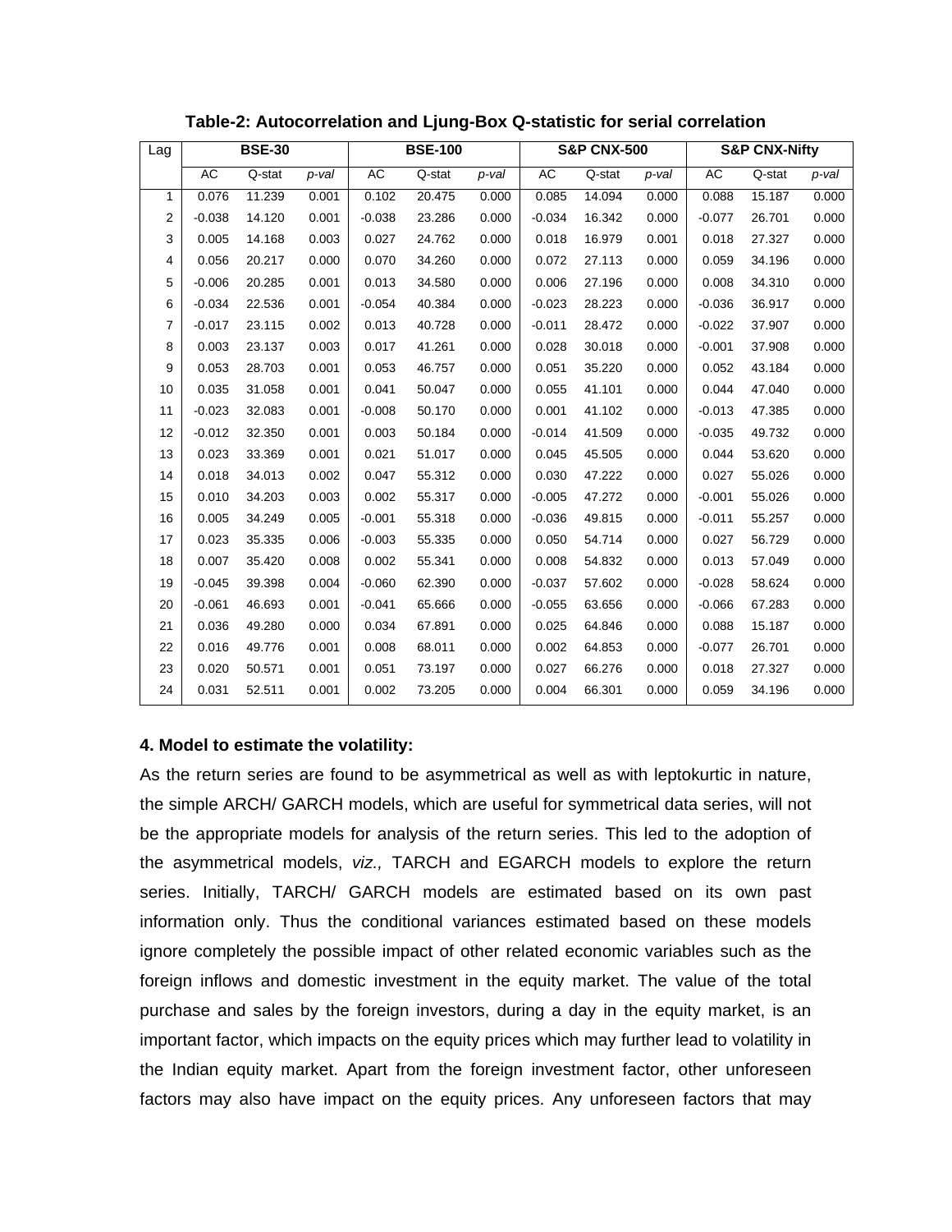**Table-2: Autocorrelation and Ljung-Box Q-statistic for serial correlation**

| Lag | BSE-30 | | | BSE-100 | | | S&P CNX-500 | | | S&P CNX-Nifty | | |
|---|---|---|---|---|---|---|---|---|---|---|---|---|
| | AC | Q-stat | *p-val* | AC | Q-stat | *p-val* | AC | Q-stat | *p-val* | AC | Q-stat | *p-val* |
| 1 | 0.076 | 11.239 | 0.001 | 0.102 | 20.475 | 0.000 | 0.085 | 14.094 | 0.000 | 0.088 | 15.187 | 0.000 |
| 2 | -0.038 | 14.120 | 0.001 | -0.038 | 23.286 | 0.000 | -0.034 | 16.342 | 0.000 | -0.077 | 26.701 | 0.000 |
| 3 | 0.005 | 14.168 | 0.003 | 0.027 | 24.762 | 0.000 | 0.018 | 16.979 | 0.001 | 0.018 | 27.327 | 0.000 |
| 4 | 0.056 | 20.217 | 0.000 | 0.070 | 34.260 | 0.000 | 0.072 | 27.113 | 0.000 | 0.059 | 34.196 | 0.000 |
| 5 | -0.006 | 20.285 | 0.001 | 0.013 | 34.580 | 0.000 | 0.006 | 27.196 | 0.000 | 0.008 | 34.310 | 0.000 |
| 6 | -0.034 | 22.536 | 0.001 | -0.054 | 40.384 | 0.000 | -0.023 | 28.223 | 0.000 | -0.036 | 36.917 | 0.000 |
| 7 | -0.017 | 23.115 | 0.002 | 0.013 | 40.728 | 0.000 | -0.011 | 28.472 | 0.000 | -0.022 | 37.907 | 0.000 |
| 8 | 0.003 | 23.137 | 0.003 | 0.017 | 41.261 | 0.000 | 0.028 | 30.018 | 0.000 | -0.001 | 37.908 | 0.000 |
| 9 | 0.053 | 28.703 | 0.001 | 0.053 | 46.757 | 0.000 | 0.051 | 35.220 | 0.000 | 0.052 | 43.184 | 0.000 |
| 10 | 0.035 | 31.058 | 0.001 | 0.041 | 50.047 | 0.000 | 0.055 | 41.101 | 0.000 | 0.044 | 47.040 | 0.000 |
| 11 | -0.023 | 32.083 | 0.001 | -0.008 | 50.170 | 0.000 | 0.001 | 41.102 | 0.000 | -0.013 | 47.385 | 0.000 |
| 12 | -0.012 | 32.350 | 0.001 | 0.003 | 50.184 | 0.000 | -0.014 | 41.509 | 0.000 | -0.035 | 49.732 | 0.000 |
| 13 | 0.023 | 33.369 | 0.001 | 0.021 | 51.017 | 0.000 | 0.045 | 45.505 | 0.000 | 0.044 | 53.620 | 0.000 |
| 14 | 0.018 | 34.013 | 0.002 | 0.047 | 55.312 | 0.000 | 0.030 | 47.222 | 0.000 | 0.027 | 55.026 | 0.000 |
| 15 | 0.010 | 34.203 | 0.003 | 0.002 | 55.317 | 0.000 | -0.005 | 47.272 | 0.000 | -0.001 | 55.026 | 0.000 |
| 16 | 0.005 | 34.249 | 0.005 | -0.001 | 55.318 | 0.000 | -0.036 | 49.815 | 0.000 | -0.011 | 55.257 | 0.000 |
| 17 | 0.023 | 35.335 | 0.006 | -0.003 | 55.335 | 0.000 | 0.050 | 54.714 | 0.000 | 0.027 | 56.729 | 0.000 |
| 18 | 0.007 | 35.420 | 0.008 | 0.002 | 55.341 | 0.000 | 0.008 | 54.832 | 0.000 | 0.013 | 57.049 | 0.000 |
| 19 | -0.045 | 39.398 | 0.004 | -0.060 | 62.390 | 0.000 | -0.037 | 57.602 | 0.000 | -0.028 | 58.624 | 0.000 |
| 20 | -0.061 | 46.693 | 0.001 | -0.041 | 65.666 | 0.000 | -0.055 | 63.656 | 0.000 | -0.066 | 67.283 | 0.000 |
| 21 | 0.036 | 49.280 | 0.000 | 0.034 | 67.891 | 0.000 | 0.025 | 64.846 | 0.000 | 0.088 | 15.187 | 0.000 |
| 22 | 0.016 | 49.776 | 0.001 | 0.008 | 68.011 | 0.000 | 0.002 | 64.853 | 0.000 | -0.077 | 26.701 | 0.000 |
| 23 | 0.020 | 50.571 | 0.001 | 0.051 | 73.197 | 0.000 | 0.027 | 66.276 | 0.000 | 0.018 | 27.327 | 0.000 |
| 24 | 0.031 | 52.511 | 0.001 | 0.002 | 73.205 | 0.000 | 0.004 | 66.301 | 0.000 | 0.059 | 34.196 | 0.000 |

**4. Model to estimate the volatility:**

As the return series are found to be asymmetrical as well as with leptokurtic in nature, the simple ARCH/ GARCH models, which are useful for symmetrical data series, will not be the appropriate models for analysis of the return series. This led to the adoption of the asymmetrical models, *viz.,* TARCH and EGARCH models to explore the return series. Initially, TARCH/ GARCH models are estimated based on its own past information only. Thus the conditional variances estimated based on these models ignore completely the possible impact of other related economic variables such as the foreign inflows and domestic investment in the equity market. The value of the total purchase and sales by the foreign investors, during a day in the equity market, is an important factor, which impacts on the equity prices which may further lead to volatility in the Indian equity market. Apart from the foreign investment factor, other unforeseen factors may also have impact on the equity prices. Any unforeseen factors that may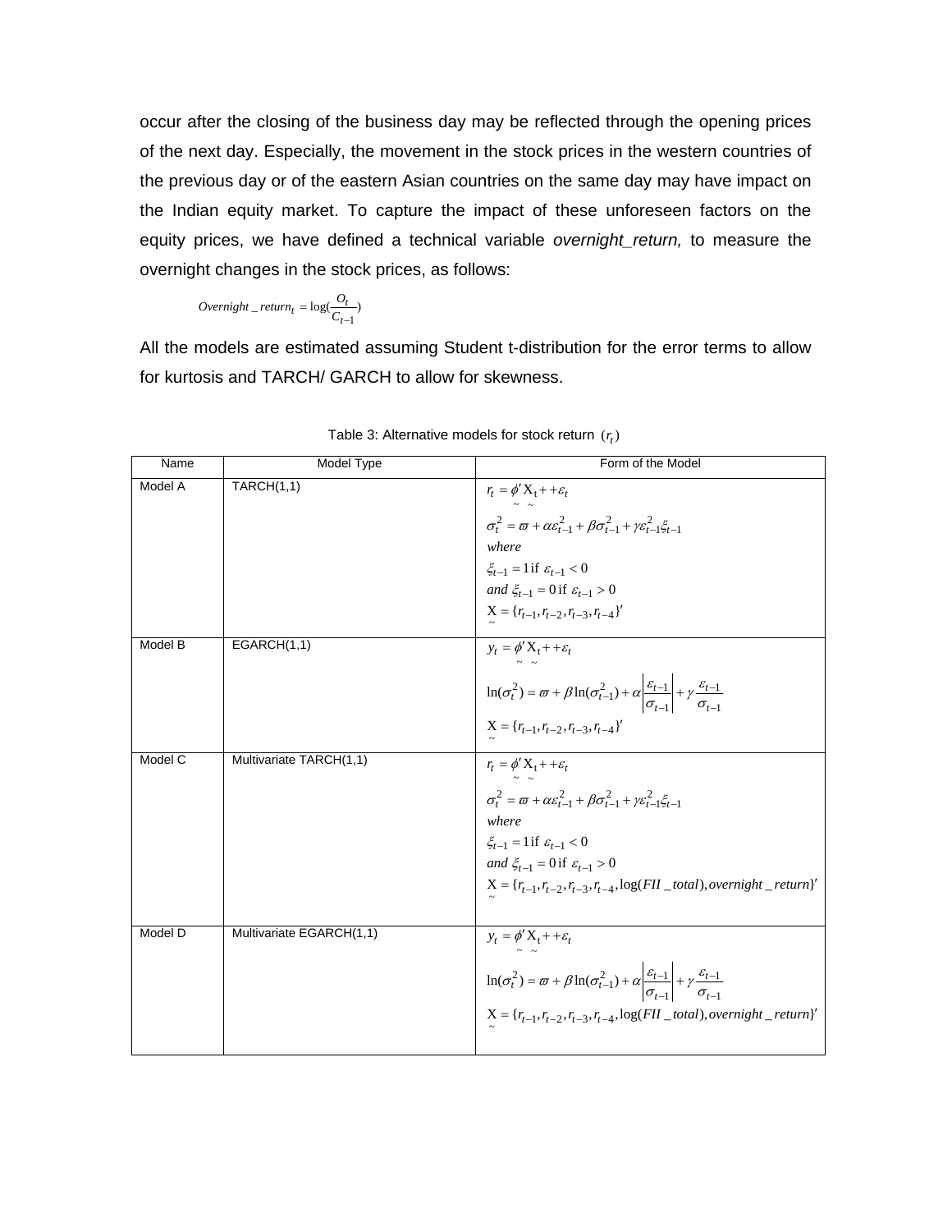occur after the closing of the business day may be reflected through the opening prices of the next day. Especially, the movement in the stock prices in the western countries of the previous day or of the eastern Asian countries on the same day may have impact on the Indian equity market. To capture the impact of these unforeseen factors on the equity prices, we have defined a technical variable *overnight_return,* to measure the overnight changes in the stock prices, as follows:

$$Overnight\_return_t = \log(\frac{O_t}{C_{t-1}})$$

All the models are estimated assuming Student t-distribution for the error terms to allow for kurtosis and TARCH/ GARCH to allow for skewness.

Table 3: Alternative models for stock return $(r_t)$

| Name | Model Type | Form of the Model |
|---|---|---|
| Model A | TARCH(1,1) | $r_t = \underset{\sim}{\phi}' \underset{\sim}{X_t} + +\varepsilon_t$ <br> $\sigma_t^2 = \varpi + \alpha\varepsilon_{t-1}^2 + \beta\sigma_{t-1}^2 + \gamma\varepsilon_{t-1}^2\xi_{t-1}$ <br> *where* <br> $\xi_{t-1} = 1 \text{ if } \varepsilon_{t-1} < 0$ <br> *and* $\xi_{t-1} = 0 \text{ if } \varepsilon_{t-1} > 0$ <br> $\underset{\sim}{X} = \{r_{t-1}, r_{t-2}, r_{t-3}, r_{t-4}\}'$ |
| Model B | EGARCH(1,1) | $y_t = \underset{\sim}{\phi}' \underset{\sim}{X_t} + +\varepsilon_t$ <br> $\ln(\sigma_t^2) = \varpi + \beta\ln(\sigma_{t-1}^2) + \alpha\left\lvert\frac{\varepsilon_{t-1}}{\sigma_{t-1}}\right\rvert + \gamma\frac{\varepsilon_{t-1}}{\sigma_{t-1}}$ <br> $\underset{\sim}{X} = \{r_{t-1}, r_{t-2}, r_{t-3}, r_{t-4}\}'$ |
| Model C | Multivariate TARCH(1,1) | $r_t = \underset{\sim}{\phi}' \underset{\sim}{X_t} + +\varepsilon_t$ <br> $\sigma_t^2 = \varpi + \alpha\varepsilon_{t-1}^2 + \beta\sigma_{t-1}^2 + \gamma\varepsilon_{t-1}^2\xi_{t-1}$ <br> *where* <br> $\xi_{t-1} = 1 \text{ if } \varepsilon_{t-1} < 0$ <br> *and* $\xi_{t-1} = 0 \text{ if } \varepsilon_{t-1} > 0$ <br> $\underset{\sim}{X} = \{r_{t-1}, r_{t-2}, r_{t-3}, r_{t-4}, \log(FII\_total), overnight\_return\}'$ |
| Model D | Multivariate EGARCH(1,1) | $y_t = \underset{\sim}{\phi}' \underset{\sim}{X_t} + +\varepsilon_t$ <br> $\ln(\sigma_t^2) = \varpi + \beta\ln(\sigma_{t-1}^2) + \alpha\left\lvert\frac{\varepsilon_{t-1}}{\sigma_{t-1}}\right\rvert + \gamma\frac{\varepsilon_{t-1}}{\sigma_{t-1}}$ <br> $\underset{\sim}{X} = \{r_{t-1}, r_{t-2}, r_{t-3}, r_{t-4}, \log(FII\_total), overnight\_return\}'$ |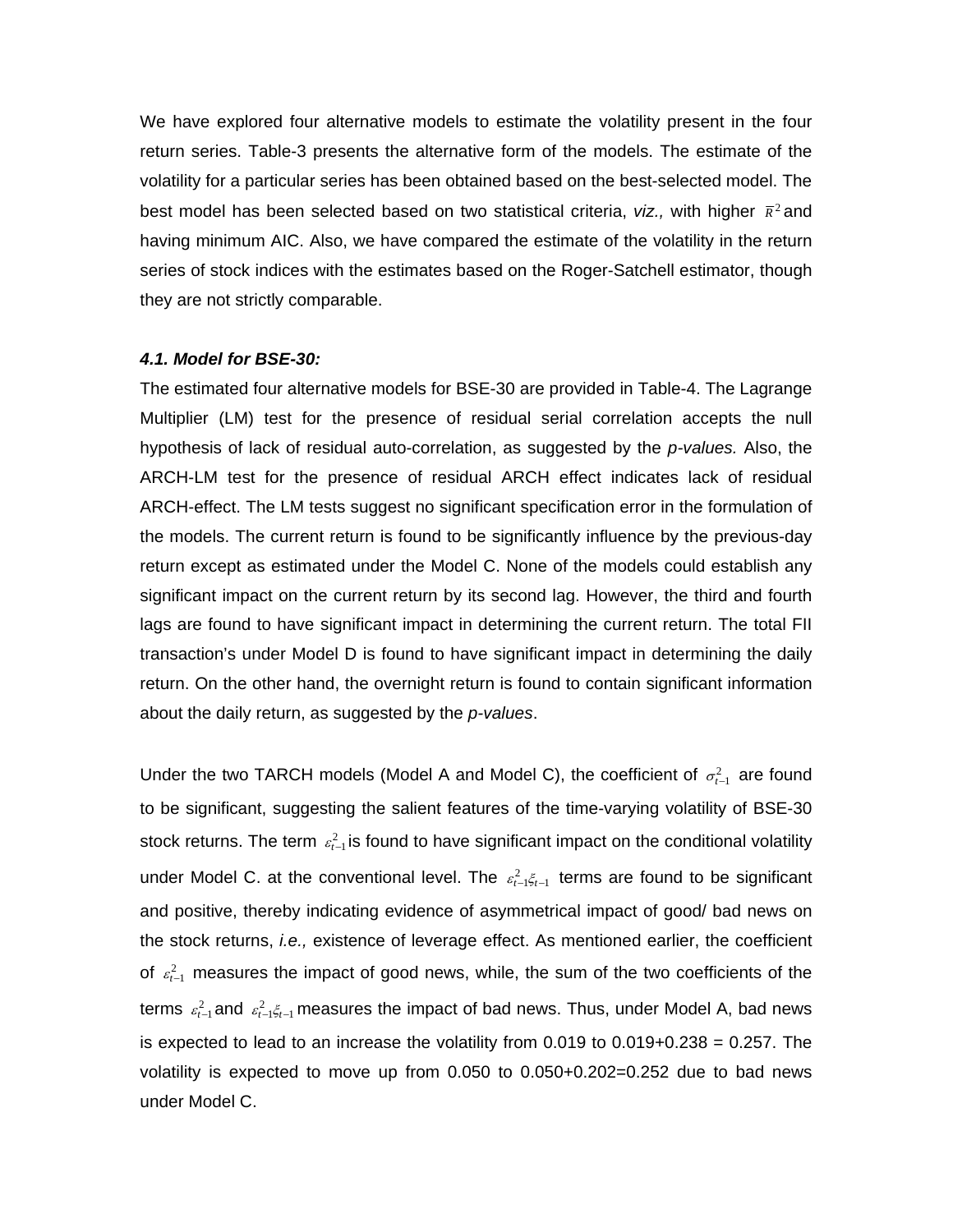We have explored four alternative models to estimate the volatility present in the four return series. Table-3 presents the alternative form of the models. The estimate of the volatility for a particular series has been obtained based on the best-selected model. The best model has been selected based on two statistical criteria, *viz.,* with higher $\bar{R}^2$ and having minimum AIC. Also, we have compared the estimate of the volatility in the return series of stock indices with the estimates based on the Roger-Satchell estimator, though they are not strictly comparable.

***4.1. Model for BSE-30:***

The estimated four alternative models for BSE-30 are provided in Table-4. The Lagrange Multiplier (LM) test for the presence of residual serial correlation accepts the null hypothesis of lack of residual auto-correlation, as suggested by the *p-values.* Also, the ARCH-LM test for the presence of residual ARCH effect indicates lack of residual ARCH-effect. The LM tests suggest no significant specification error in the formulation of the models. The current return is found to be significantly influence by the previous-day return except as estimated under the Model C. None of the models could establish any significant impact on the current return by its second lag. However, the third and fourth lags are found to have significant impact in determining the current return. The total FII transaction's under Model D is found to have significant impact in determining the daily return. On the other hand, the overnight return is found to contain significant information about the daily return, as suggested by the *p-values*.

Under the two TARCH models (Model A and Model C), the coefficient of $\sigma_{t-1}^2$ are found to be significant, suggesting the salient features of the time-varying volatility of BSE-30 stock returns. The term $\varepsilon_{t-1}^2$ is found to have significant impact on the conditional volatility under Model C. at the conventional level. The $\varepsilon_{t-1}^2 \xi_{t-1}$ terms are found to be significant and positive, thereby indicating evidence of asymmetrical impact of good/ bad news on the stock returns, *i.e.,* existence of leverage effect. As mentioned earlier, the coefficient of $\varepsilon_{t-1}^2$ measures the impact of good news, while, the sum of the two coefficients of the terms $\varepsilon_{t-1}^2$ and $\varepsilon_{t-1}^2 \xi_{t-1}$ measures the impact of bad news. Thus, under Model A, bad news is expected to lead to an increase the volatility from 0.019 to 0.019+0.238 = 0.257. The volatility is expected to move up from 0.050 to 0.050+0.202=0.252 due to bad news under Model C.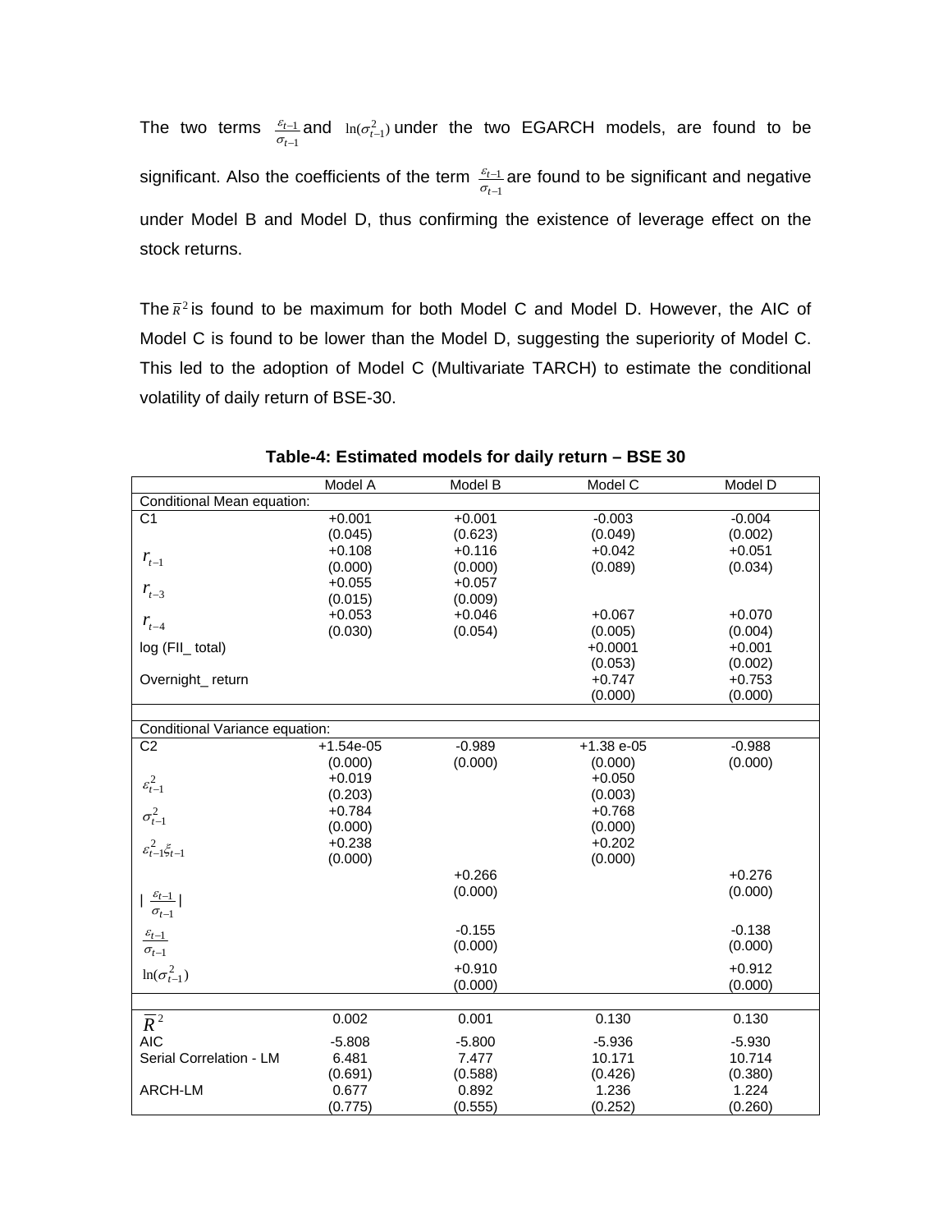The two terms $\frac{\varepsilon_{t-1}}{\sigma_{t-1}}$ and $\ln(\sigma_{t-1}^2)$ under the two EGARCH models, are found to be significant. Also the coefficients of the term $\frac{\varepsilon_{t-1}}{\sigma_{t-1}}$ are found to be significant and negative under Model B and Model D, thus confirming the existence of leverage effect on the stock returns.

The $\bar{R}^2$ is found to be maximum for both Model C and Model D. However, the AIC of Model C is found to be lower than the Model D, suggesting the superiority of Model C. This led to the adoption of Model C (Multivariate TARCH) to estimate the conditional volatility of daily return of BSE-30.

**Table-4: Estimated models for daily return – BSE 30**

| | Model A | Model B | Model C | Model D |
|---|---|---|---|---|
| Conditional Mean equation: | | | | |
| C1 | +0.001 | +0.001 | -0.003 | -0.004 |
| | (0.045) | (0.623) | (0.049) | (0.002) |
| $r_{t-1}$ | +0.108 | +0.116 | +0.042 | +0.051 |
| | (0.000) | (0.000) | (0.089) | (0.034) |
| $r_{t-3}$ | +0.055 | +0.057 | | |
| | (0.015) | (0.009) | | |
| $r_{t-4}$ | +0.053 | +0.046 | +0.067 | +0.070 |
| | (0.030) | (0.054) | (0.005) | (0.004) |
| log (FII_ total) | | | +0.0001 | +0.001 |
| | | | (0.053) | (0.002) |
| Overnight_ return | | | +0.747 | +0.753 |
| | | | (0.000) | (0.000) |
| | | | | |
| Conditional Variance equation: | | | | |
| C2 | +1.54e-05 | -0.989 | +1.38 e-05 | -0.988 |
| | (0.000) | (0.000) | (0.000) | (0.000) |
| $\varepsilon_{t-1}^2$ | +0.019 | | +0.050 | |
| | (0.203) | | (0.003) | |
| $\sigma_{t-1}^2$ | +0.784 | | +0.768 | |
| | (0.000) | | (0.000) | |
| $\varepsilon_{t-1}^2 \xi_{t-1}$ | +0.238 | | +0.202 | |
| | (0.000) | | (0.000) | |
| $\left\lvert \frac{\varepsilon_{t-1}}{\sigma_{t-1}} \right\rvert$ | | +0.266 | | +0.276 |
| | | (0.000) | | (0.000) |
| $\frac{\varepsilon_{t-1}}{\sigma_{t-1}}$ | | -0.155 | | -0.138 |
| | | (0.000) | | (0.000) |
| $\ln(\sigma_{t-1}^2)$ | | +0.910 | | +0.912 |
| | | (0.000) | | (0.000) |
| | | | | |
| $\bar{R}^2$ | 0.002 | 0.001 | 0.130 | 0.130 |
| AIC | -5.808 | -5.800 | -5.936 | -5.930 |
| Serial Correlation - LM | 6.481 | 7.477 | 10.171 | 10.714 |
| | (0.691) | (0.588) | (0.426) | (0.380) |
| ARCH-LM | 0.677 | 0.892 | 1.236 | 1.224 |
| | (0.775) | (0.555) | (0.252) | (0.260) |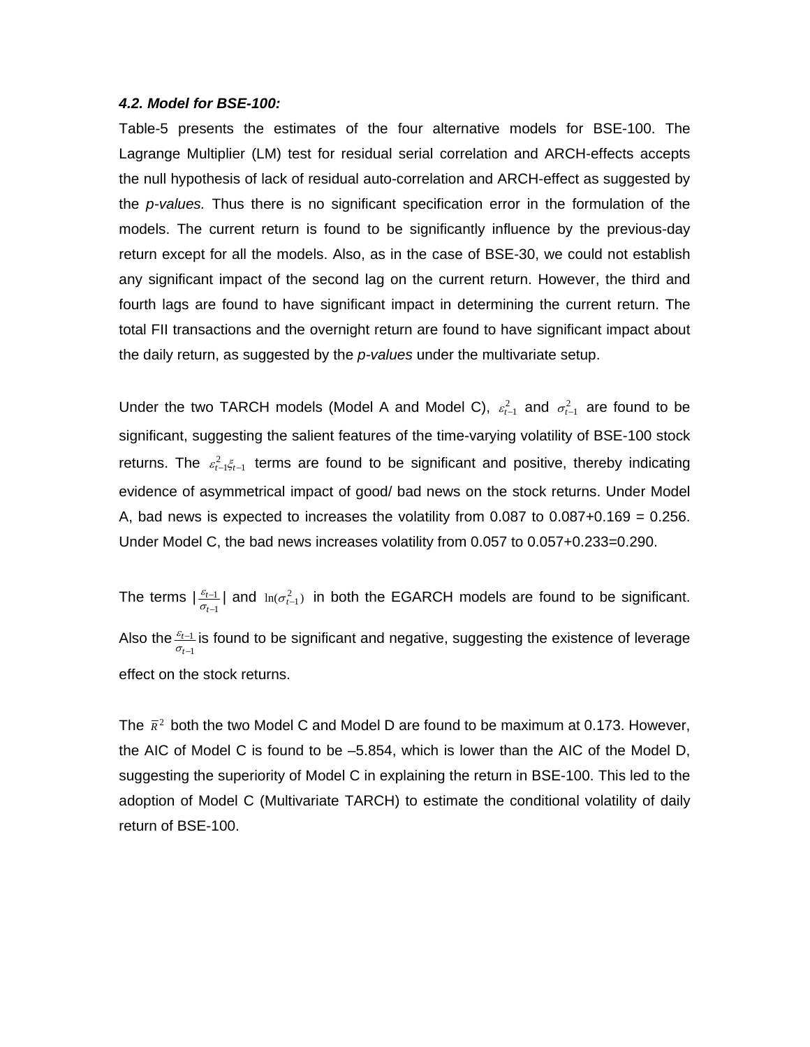### *4.2. Model for BSE-100:*

Table-5 presents the estimates of the four alternative models for BSE-100. The Lagrange Multiplier (LM) test for residual serial correlation and ARCH-effects accepts the null hypothesis of lack of residual auto-correlation and ARCH-effect as suggested by the *p-values.* Thus there is no significant specification error in the formulation of the models. The current return is found to be significantly influence by the previous-day return except for all the models. Also, as in the case of BSE-30, we could not establish any significant impact of the second lag on the current return. However, the third and fourth lags are found to have significant impact in determining the current return. The total FII transactions and the overnight return are found to have significant impact about the daily return, as suggested by the *p-values* under the multivariate setup.

Under the two TARCH models (Model A and Model C), $\varepsilon_{t-1}^2$ and $\sigma_{t-1}^2$ are found to be significant, suggesting the salient features of the time-varying volatility of BSE-100 stock returns. The $\varepsilon_{t-1}^2 \xi_{t-1}$ terms are found to be significant and positive, thereby indicating evidence of asymmetrical impact of good/ bad news on the stock returns. Under Model A, bad news is expected to increases the volatility from 0.087 to 0.087+0.169 = 0.256. Under Model C, the bad news increases volatility from 0.057 to 0.057+0.233=0.290.

The terms $\left|\frac{\varepsilon_{t-1}}{\sigma_{t-1}}\right|$ and $\ln(\sigma_{t-1}^2)$ in both the EGARCH models are found to be significant. Also the $\frac{\varepsilon_{t-1}}{\sigma_{t-1}}$ is found to be significant and negative, suggesting the existence of leverage effect on the stock returns.

The $\bar{R}^2$ both the two Model C and Model D are found to be maximum at 0.173. However, the AIC of Model C is found to be –5.854, which is lower than the AIC of the Model D, suggesting the superiority of Model C in explaining the return in BSE-100. This led to the adoption of Model C (Multivariate TARCH) to estimate the conditional volatility of daily return of BSE-100.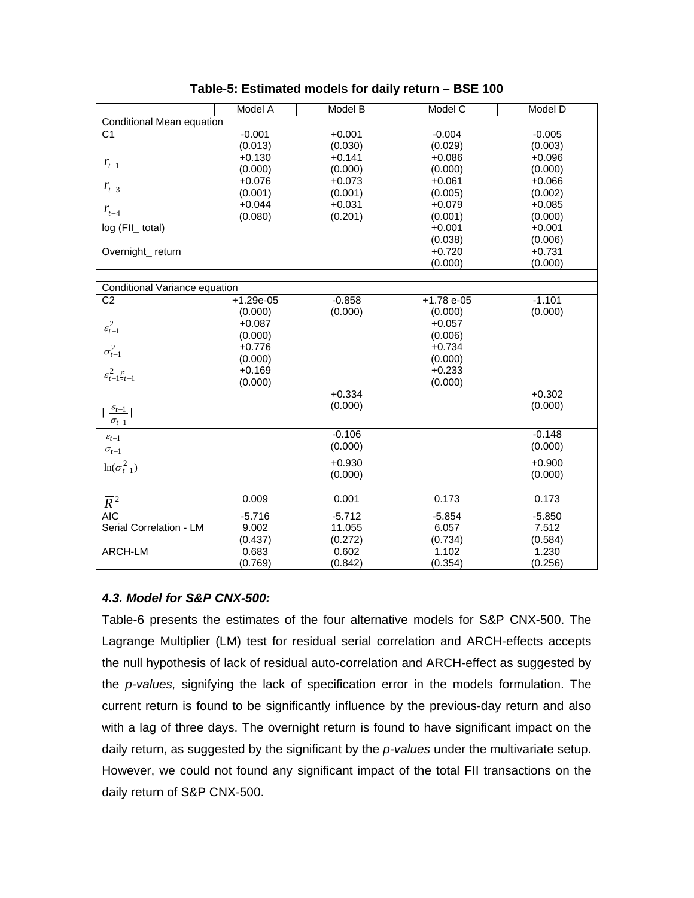**Table-5: Estimated models for daily return – BSE 100**

| | Model A | Model B | Model C | Model D |
|---|---|---|---|---|
| Conditional Mean equation | | | | |
| C1 | -0.001 | +0.001 | -0.004 | -0.005 |
| | (0.013) | (0.030) | (0.029) | (0.003) |
| $r_{t-1}$ | +0.130 | +0.141 | +0.086 | +0.096 |
| | (0.000) | (0.000) | (0.000) | (0.000) |
| $r_{t-3}$ | +0.076 | +0.073 | +0.061 | +0.066 |
| | (0.001) | (0.001) | (0.005) | (0.002) |
| $r_{t-4}$ | +0.044 | +0.031 | +0.079 | +0.085 |
| | (0.080) | (0.201) | (0.001) | (0.000) |
| log (FII_ total) | | | +0.001 | +0.001 |
| | | | (0.038) | (0.006) |
| Overnight_ return | | | +0.720 | +0.731 |
| | | | (0.000) | (0.000) |
| Conditional Variance equation | | | | |
| C2 | +1.29e-05 | -0.858 | +1.78 e-05 | -1.101 |
| | (0.000) | (0.000) | (0.000) | (0.000) |
| $\varepsilon_{t-1}^2$ | +0.087 | | +0.057 | |
| | (0.000) | | (0.006) | |
| $\sigma_{t-1}^2$ | +0.776 | | +0.734 | |
| | (0.000) | | (0.000) | |
| $\varepsilon_{t-1}^2 \xi_{t-1}$ | +0.169 | | +0.233 | |
| | (0.000) | | (0.000) | |
| $\lvert \frac{\varepsilon_{t-1}}{\sigma_{t-1}} \rvert$ | | +0.334 | | +0.302 |
| | | (0.000) | | (0.000) |
| $\frac{\varepsilon_{t-1}}{\sigma_{t-1}}$ | | -0.106 | | -0.148 |
| | | (0.000) | | (0.000) |
| $\ln(\sigma_{t-1}^2)$ | | +0.930 | | +0.900 |
| | | (0.000) | | (0.000) |
| $\overline{R}^2$ | 0.009 | 0.001 | 0.173 | 0.173 |
| AIC | -5.716 | -5.712 | -5.854 | -5.850 |
| Serial Correlation - LM | 9.002 | 11.055 | 6.057 | 7.512 |
| | (0.437) | (0.272) | (0.734) | (0.584) |
| ARCH-LM | 0.683 | 0.602 | 1.102 | 1.230 |
| | (0.769) | (0.842) | (0.354) | (0.256) |

### *4.3. Model for S&P CNX-500:*

Table-6 presents the estimates of the four alternative models for S&P CNX-500. The Lagrange Multiplier (LM) test for residual serial correlation and ARCH-effects accepts the null hypothesis of lack of residual auto-correlation and ARCH-effect as suggested by the *p-values,* signifying the lack of specification error in the models formulation. The current return is found to be significantly influence by the previous-day return and also with a lag of three days. The overnight return is found to have significant impact on the daily return, as suggested by the significant by the *p-values* under the multivariate setup. However, we could not found any significant impact of the total FII transactions on the daily return of S&P CNX-500.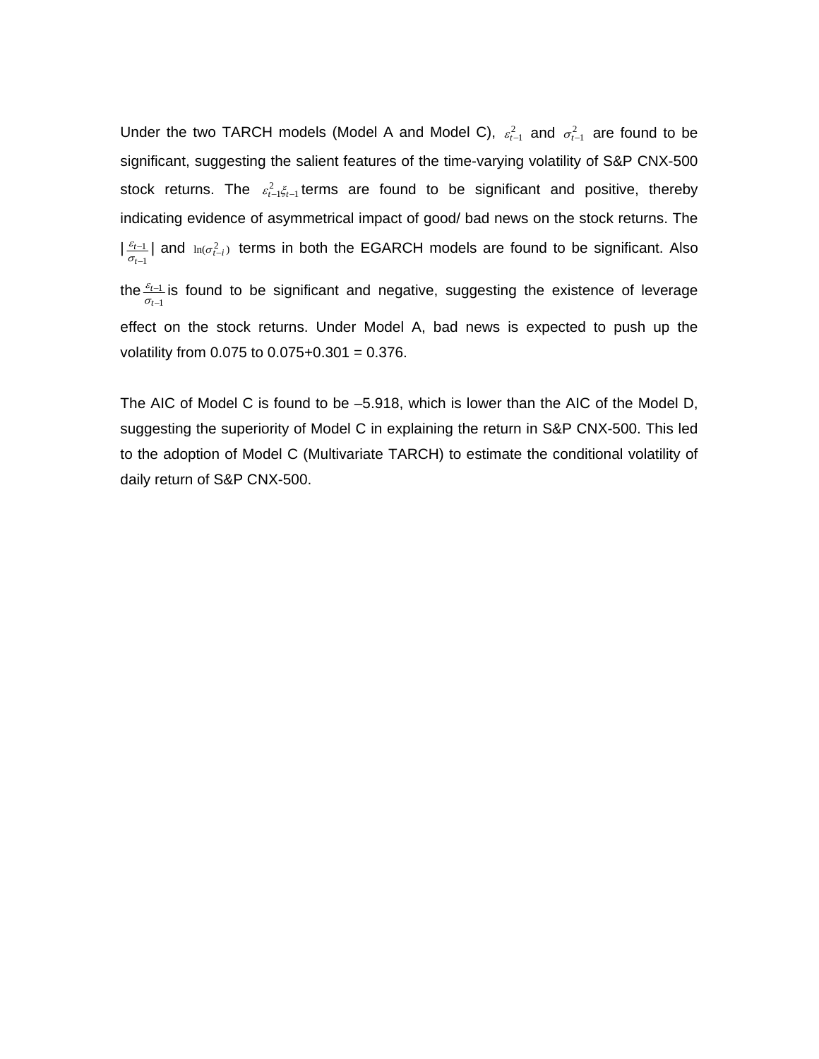Under the two TARCH models (Model A and Model C), $\varepsilon_{t-1}^2$ and $\sigma_{t-1}^2$ are found to be significant, suggesting the salient features of the time-varying volatility of S&P CNX-500 stock returns. The $\varepsilon_{t-1}^2 \xi_{t-1}$ terms are found to be significant and positive, thereby indicating evidence of asymmetrical impact of good/ bad news on the stock returns. The $|\frac{\varepsilon_{t-1}}{\sigma_{t-1}}|$ and $\ln(\sigma_{t-i}^2)$ terms in both the EGARCH models are found to be significant. Also the $\frac{\varepsilon_{t-1}}{\sigma_{t-1}}$ is found to be significant and negative, suggesting the existence of leverage effect on the stock returns. Under Model A, bad news is expected to push up the volatility from 0.075 to 0.075+0.301 = 0.376.

The AIC of Model C is found to be –5.918, which is lower than the AIC of the Model D, suggesting the superiority of Model C in explaining the return in S&P CNX-500. This led to the adoption of Model C (Multivariate TARCH) to estimate the conditional volatility of daily return of S&P CNX-500.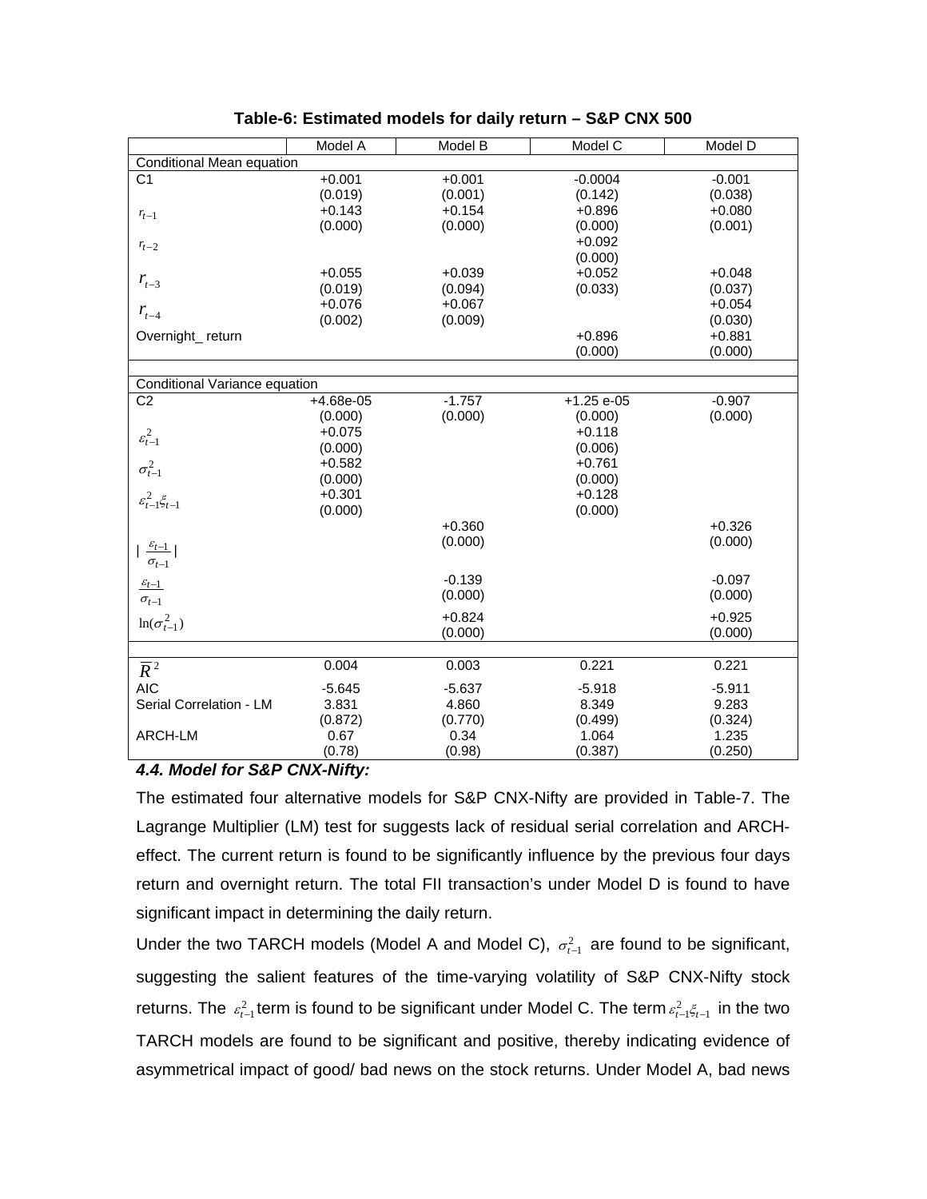**Table-6: Estimated models for daily return – S&P CNX 500**

| | Model A | Model B | Model C | Model D |
|---|---|---|---|---|
| Conditional Mean equation | | | | |
| C1 | +0.001 | +0.001 | -0.0004 | -0.001 |
| | (0.019) | (0.001) | (0.142) | (0.038) |
| $r_{t-1}$ | +0.143 | +0.154 | +0.896 | +0.080 |
| | (0.000) | (0.000) | (0.000) | (0.001) |
| $r_{t-2}$ | | | +0.092 | |
| | | | (0.000) | |
| $r_{t-3}$ | +0.055 | +0.039 | +0.052 | +0.048 |
| | (0.019) | (0.094) | (0.033) | (0.037) |
| $r_{t-4}$ | +0.076 | +0.067 | | +0.054 |
| | (0.002) | (0.009) | | (0.030) |
| Overnight_ return | | | +0.896 | +0.881 |
| | | | (0.000) | (0.000) |
| Conditional Variance equation | | | | |
| C2 | +4.68e-05 | -1.757 | +1.25 e-05 | -0.907 |
| | (0.000) | (0.000) | (0.000) | (0.000) |
| $\varepsilon_{t-1}^2$ | +0.075 | | +0.118 | |
| | (0.000) | | (0.006) | |
| $\sigma_{t-1}^2$ | +0.582 | | +0.761 | |
| | (0.000) | | (0.000) | |
| $\varepsilon_{t-1}^2 \xi_{t-1}$ | +0.301 | | +0.128 | |
| | (0.000) | | (0.000) | |
| $\lvert \frac{\varepsilon_{t-1}}{\sigma_{t-1}} \rvert$ | | +0.360 | | +0.326 |
| | | (0.000) | | (0.000) |
| $\frac{\varepsilon_{t-1}}{\sigma_{t-1}}$ | | -0.139 | | -0.097 |
| | | (0.000) | | (0.000) |
| $\ln(\sigma_{t-1}^2)$ | | +0.824 | | +0.925 |
| | | (0.000) | | (0.000) |
| $\overline{R}^2$ | 0.004 | 0.003 | 0.221 | 0.221 |
| AIC | -5.645 | -5.637 | -5.918 | -5.911 |
| Serial Correlation - LM | 3.831 | 4.860 | 8.349 | 9.283 |
| | (0.872) | (0.770) | (0.499) | (0.324) |
| ARCH-LM | 0.67 | 0.34 | 1.064 | 1.235 |
| | (0.78) | (0.98) | (0.387) | (0.250) |

### *4.4. Model for S&P CNX-Nifty:*

The estimated four alternative models for S&P CNX-Nifty are provided in Table-7. The Lagrange Multiplier (LM) test for suggests lack of residual serial correlation and ARCH-effect. The current return is found to be significantly influence by the previous four days return and overnight return. The total FII transaction's under Model D is found to have significant impact in determining the daily return.

Under the two TARCH models (Model A and Model C), $\sigma_{t-1}^2$ are found to be significant, suggesting the salient features of the time-varying volatility of S&P CNX-Nifty stock returns. The $\varepsilon_{t-1}^2$ term is found to be significant under Model C. The term $\varepsilon_{t-1}^2 \xi_{t-1}$ in the two TARCH models are found to be significant and positive, thereby indicating evidence of asymmetrical impact of good/ bad news on the stock returns. Under Model A, bad news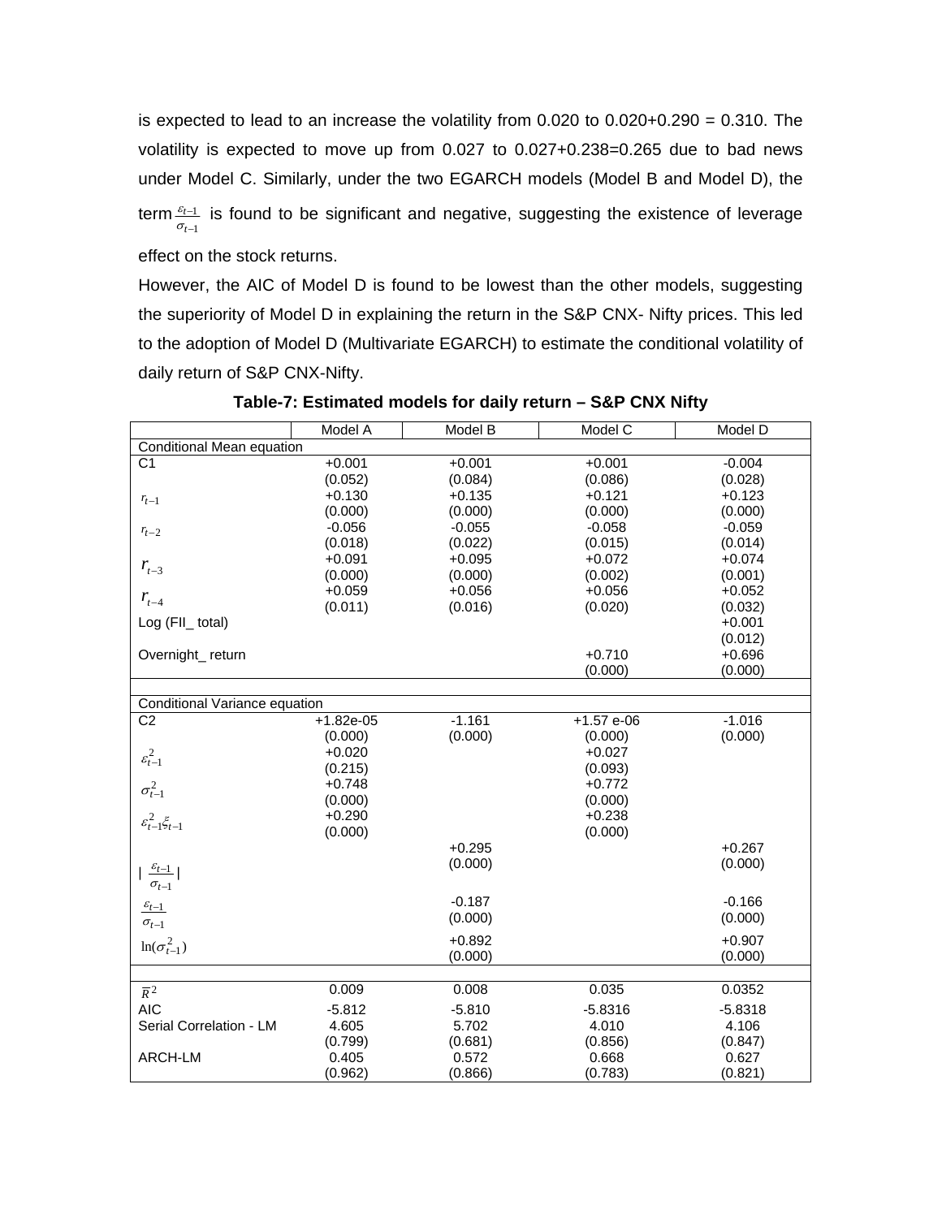is expected to lead to an increase the volatility from 0.020 to 0.020+0.290 = 0.310. The volatility is expected to move up from 0.027 to 0.027+0.238=0.265 due to bad news under Model C. Similarly, under the two EGARCH models (Model B and Model D), the term $\frac{\varepsilon_{t-1}}{\sigma_{t-1}}$ is found to be significant and negative, suggesting the existence of leverage effect on the stock returns.

However, the AIC of Model D is found to be lowest than the other models, suggesting the superiority of Model D in explaining the return in the S&P CNX- Nifty prices. This led to the adoption of Model D (Multivariate EGARCH) to estimate the conditional volatility of daily return of S&P CNX-Nifty.

**Table-7: Estimated models for daily return – S&P CNX Nifty**

| | Model A | Model B | Model C | Model D |
|---|---|---|---|---|
| Conditional Mean equation | | | | |
| C1 | +0.001 | +0.001 | +0.001 | -0.004 |
| | (0.052) | (0.084) | (0.086) | (0.028) |
| $r_{t-1}$ | +0.130 | +0.135 | +0.121 | +0.123 |
| | (0.000) | (0.000) | (0.000) | (0.000) |
| $r_{t-2}$ | -0.056 | -0.055 | -0.058 | -0.059 |
| | (0.018) | (0.022) | (0.015) | (0.014) |
| $r_{t-3}$ | +0.091 | +0.095 | +0.072 | +0.074 |
| | (0.000) | (0.000) | (0.002) | (0.001) |
| $r_{t-4}$ | +0.059 | +0.056 | +0.056 | +0.052 |
| | (0.011) | (0.016) | (0.020) | (0.032) |
| Log (FII_ total) | | | | +0.001 |
| | | | | (0.012) |
| Overnight_ return | | | +0.710 | +0.696 |
| | | | (0.000) | (0.000) |
| | | | | |
| Conditional Variance equation | | | | |
| C2 | +1.82e-05 | -1.161 | +1.57 e-06 | -1.016 |
| | (0.000) | (0.000) | (0.000) | (0.000) |
| $\varepsilon_{t-1}^2$ | +0.020 | | +0.027 | |
| | (0.215) | | (0.093) | |
| $\sigma_{t-1}^2$ | +0.748 | | +0.772 | |
| | (0.000) | | (0.000) | |
| $\varepsilon_{t-1}^2 \xi_{t-1}$ | +0.290 | | +0.238 | |
| | (0.000) | | (0.000) | |
| $\left\lvert \frac{\varepsilon_{t-1}}{\sigma_{t-1}} \right\rvert$ | | +0.295 | | +0.267 |
| | | (0.000) | | (0.000) |
| $\frac{\varepsilon_{t-1}}{\sigma_{t-1}}$ | | -0.187 | | -0.166 |
| | | (0.000) | | (0.000) |
| $\ln(\sigma_{t-1}^2)$ | | +0.892 | | +0.907 |
| | | (0.000) | | (0.000) |
| | | | | |
| $\bar{R}^2$ | 0.009 | 0.008 | 0.035 | 0.0352 |
| AIC | -5.812 | -5.810 | -5.8316 | -5.8318 |
| Serial Correlation - LM | 4.605 | 5.702 | 4.010 | 4.106 |
| | (0.799) | (0.681) | (0.856) | (0.847) |
| ARCH-LM | 0.405 | 0.572 | 0.668 | 0.627 |
| | (0.962) | (0.866) | (0.783) | (0.821) |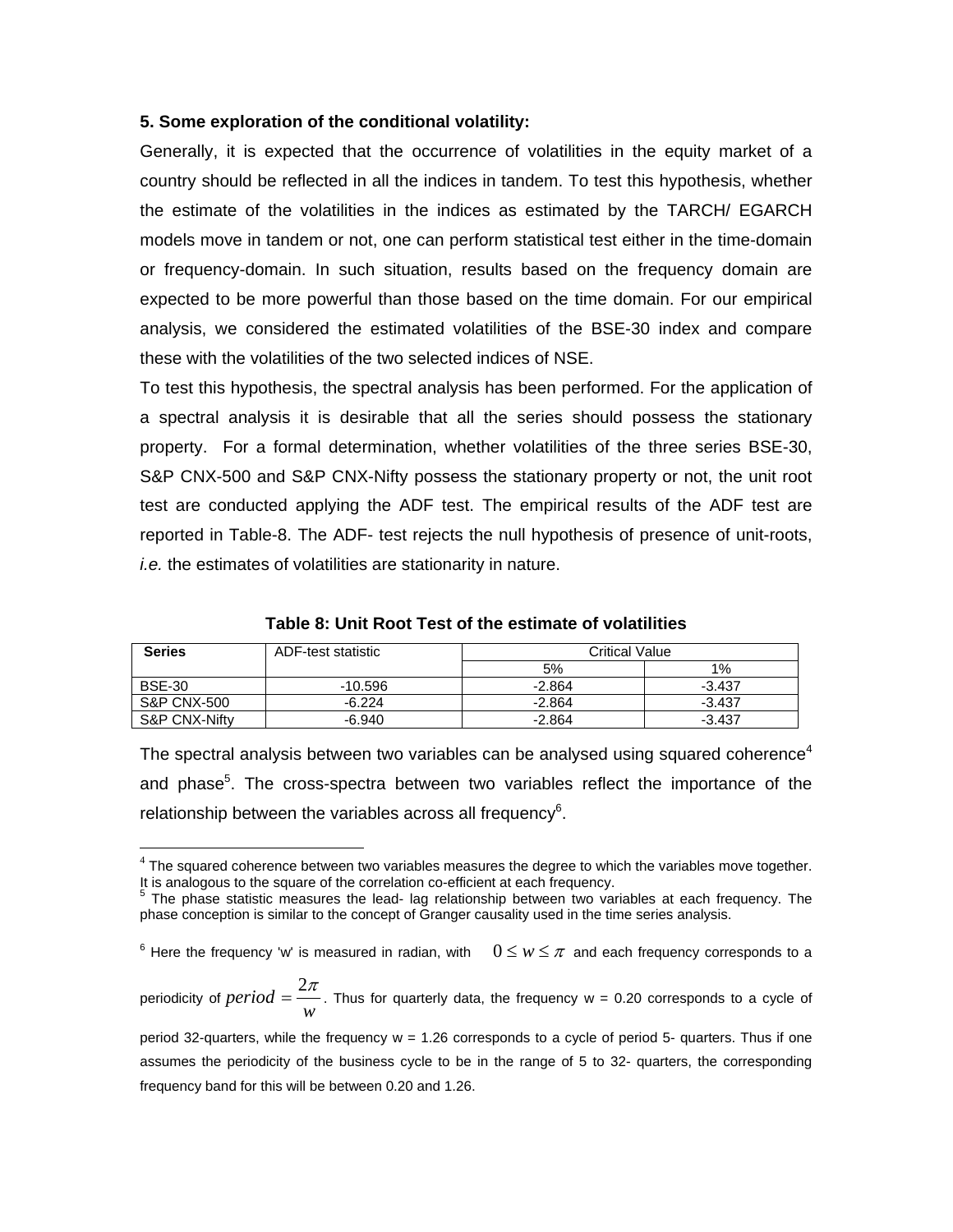**5. Some exploration of the conditional volatility:**

Generally, it is expected that the occurrence of volatilities in the equity market of a country should be reflected in all the indices in tandem. To test this hypothesis, whether the estimate of the volatilities in the indices as estimated by the TARCH/ EGARCH models move in tandem or not, one can perform statistical test either in the time-domain or frequency-domain. In such situation, results based on the frequency domain are expected to be more powerful than those based on the time domain. For our empirical analysis, we considered the estimated volatilities of the BSE-30 index and compare these with the volatilities of the two selected indices of NSE.

To test this hypothesis, the spectral analysis has been performed. For the application of a spectral analysis it is desirable that all the series should possess the stationary property. For a formal determination, whether volatilities of the three series BSE-30, S&P CNX-500 and S&P CNX-Nifty possess the stationary property or not, the unit root test are conducted applying the ADF test. The empirical results of the ADF test are reported in Table-8. The ADF- test rejects the null hypothesis of presence of unit-roots, *i.e.* the estimates of volatilities are stationarity in nature.

**Table 8: Unit Root Test of the estimate of volatilities**

| Series | ADF-test statistic | Critical Value | |
|---|---|---|---|
| | | 5% | 1% |
| BSE-30 | -10.596 | -2.864 | -3.437 |
| S&P CNX-500 | -6.224 | -2.864 | -3.437 |
| S&P CNX-Nifty | -6.940 | -2.864 | -3.437 |

The spectral analysis between two variables can be analysed using squared coherence[4] and phase[5]. The cross-spectra between two variables reflect the importance of the relationship between the variables across all frequency[6].

---

[4] The squared coherence between two variables measures the degree to which the variables move together. It is analogous to the square of the correlation co-efficient at each frequency.

[5] The phase statistic measures the lead- lag relationship between two variables at each frequency. The phase conception is similar to the concept of Granger causality used in the time series analysis.

[6] Here the frequency 'w' is measured in radian, with $0 \leq w \leq \pi$ and each frequency corresponds to a periodicity of $period = \frac{2\pi}{w}$. Thus for quarterly data, the frequency w = 0.20 corresponds to a cycle of period 32-quarters, while the frequency w = 1.26 corresponds to a cycle of period 5- quarters. Thus if one assumes the periodicity of the business cycle to be in the range of 5 to 32- quarters, the corresponding frequency band for this will be between 0.20 and 1.26.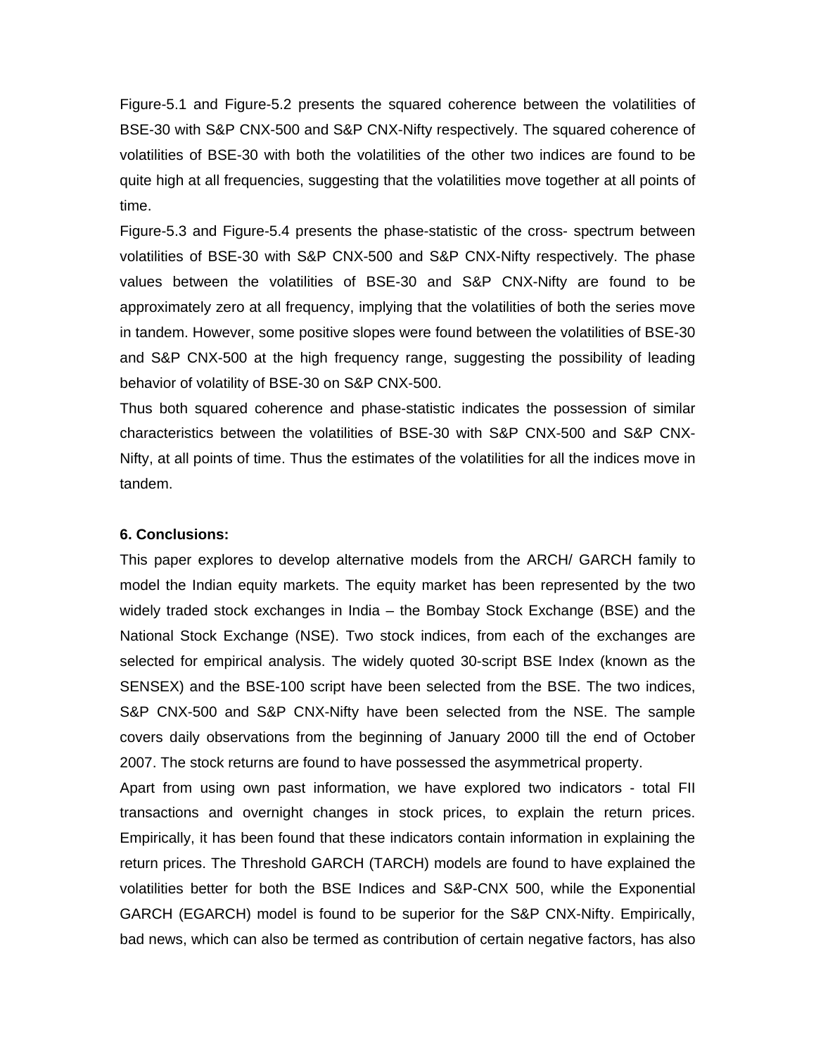Figure-5.1 and Figure-5.2 presents the squared coherence between the volatilities of BSE-30 with S&P CNX-500 and S&P CNX-Nifty respectively. The squared coherence of volatilities of BSE-30 with both the volatilities of the other two indices are found to be quite high at all frequencies, suggesting that the volatilities move together at all points of time.

Figure-5.3 and Figure-5.4 presents the phase-statistic of the cross- spectrum between volatilities of BSE-30 with S&P CNX-500 and S&P CNX-Nifty respectively. The phase values between the volatilities of BSE-30 and S&P CNX-Nifty are found to be approximately zero at all frequency, implying that the volatilities of both the series move in tandem. However, some positive slopes were found between the volatilities of BSE-30 and S&P CNX-500 at the high frequency range, suggesting the possibility of leading behavior of volatility of BSE-30 on S&P CNX-500.

Thus both squared coherence and phase-statistic indicates the possession of similar characteristics between the volatilities of BSE-30 with S&P CNX-500 and S&P CNX-Nifty, at all points of time. Thus the estimates of the volatilities for all the indices move in tandem.

## 6. Conclusions:

This paper explores to develop alternative models from the ARCH/ GARCH family to model the Indian equity markets. The equity market has been represented by the two widely traded stock exchanges in India – the Bombay Stock Exchange (BSE) and the National Stock Exchange (NSE). Two stock indices, from each of the exchanges are selected for empirical analysis. The widely quoted 30-script BSE Index (known as the SENSEX) and the BSE-100 script have been selected from the BSE. The two indices, S&P CNX-500 and S&P CNX-Nifty have been selected from the NSE. The sample covers daily observations from the beginning of January 2000 till the end of October 2007. The stock returns are found to have possessed the asymmetrical property.

Apart from using own past information, we have explored two indicators - total FII transactions and overnight changes in stock prices, to explain the return prices. Empirically, it has been found that these indicators contain information in explaining the return prices. The Threshold GARCH (TARCH) models are found to have explained the volatilities better for both the BSE Indices and S&P-CNX 500, while the Exponential GARCH (EGARCH) model is found to be superior for the S&P CNX-Nifty. Empirically, bad news, which can also be termed as contribution of certain negative factors, has also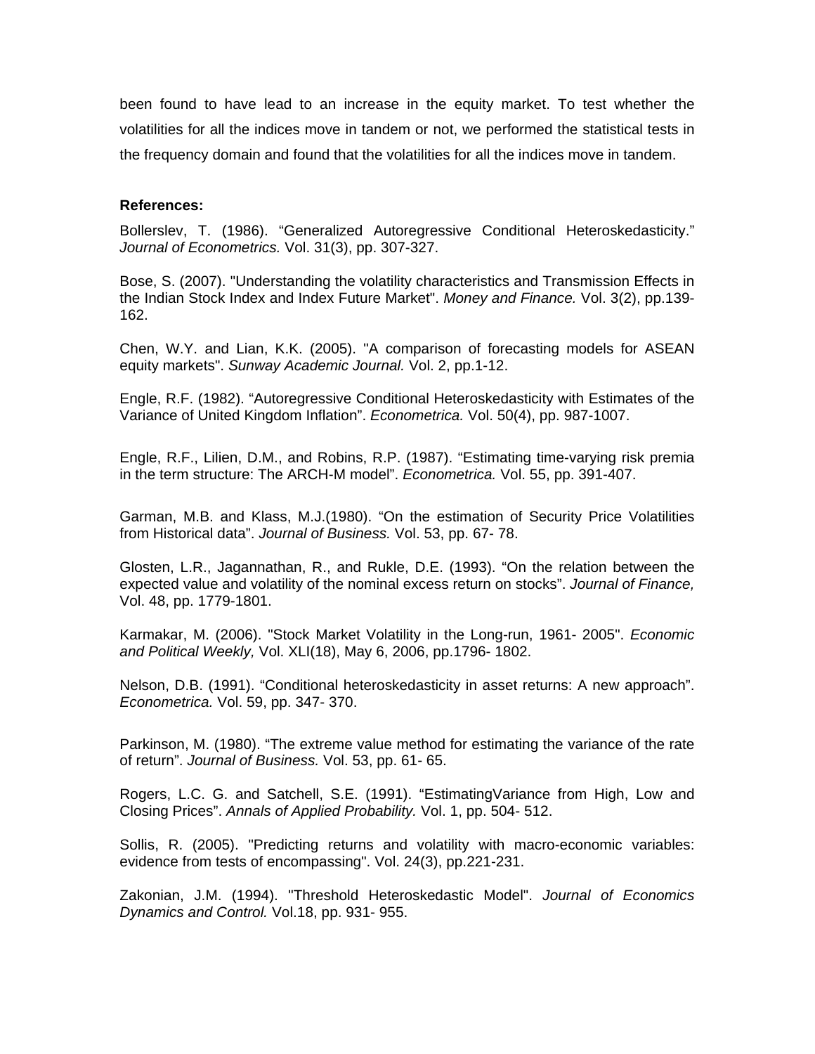been found to have lead to an increase in the equity market. To test whether the volatilities for all the indices move in tandem or not, we performed the statistical tests in the frequency domain and found that the volatilities for all the indices move in tandem.

**References:**

Bollerslev, T. (1986). "Generalized Autoregressive Conditional Heteroskedasticity." *Journal of Econometrics.* Vol. 31(3), pp. 307-327.

Bose, S. (2007). "Understanding the volatility characteristics and Transmission Effects in the Indian Stock Index and Index Future Market". *Money and Finance.* Vol. 3(2), pp.139-162.

Chen, W.Y. and Lian, K.K. (2005). "A comparison of forecasting models for ASEAN equity markets". *Sunway Academic Journal.* Vol. 2, pp.1-12.

Engle, R.F. (1982). "Autoregressive Conditional Heteroskedasticity with Estimates of the Variance of United Kingdom Inflation". *Econometrica.* Vol. 50(4), pp. 987-1007.

Engle, R.F., Lilien, D.M., and Robins, R.P. (1987). "Estimating time-varying risk premia in the term structure: The ARCH-M model". *Econometrica.* Vol. 55, pp. 391-407.

Garman, M.B. and Klass, M.J.(1980). "On the estimation of Security Price Volatilities from Historical data". *Journal of Business.* Vol. 53, pp. 67- 78.

Glosten, L.R., Jagannathan, R., and Rukle, D.E. (1993). "On the relation between the expected value and volatility of the nominal excess return on stocks". *Journal of Finance,* Vol. 48, pp. 1779-1801.

Karmakar, M. (2006). "Stock Market Volatility in the Long-run, 1961- 2005". *Economic and Political Weekly,* Vol. XLI(18), May 6, 2006, pp.1796- 1802.

Nelson, D.B. (1991). "Conditional heteroskedasticity in asset returns: A new approach". *Econometrica.* Vol. 59, pp. 347- 370.

Parkinson, M. (1980). "The extreme value method for estimating the variance of the rate of return". *Journal of Business.* Vol. 53, pp. 61- 65.

Rogers, L.C. G. and Satchell, S.E. (1991). "EstimatingVariance from High, Low and Closing Prices". *Annals of Applied Probability.* Vol. 1, pp. 504- 512.

Sollis, R. (2005). "Predicting returns and volatility with macro-economic variables: evidence from tests of encompassing". Vol. 24(3), pp.221-231.

Zakonian, J.M. (1994). "Threshold Heteroskedastic Model". *Journal of Economics Dynamics and Control.* Vol.18, pp. 931- 955.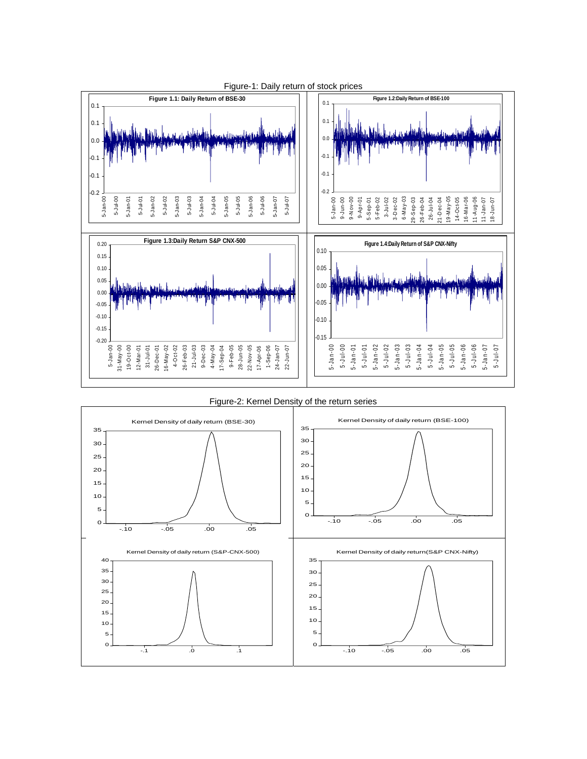Figure-1: Daily return of stock prices

Figure 1.1: Daily Return of BSE-30

Figure 1.2: Daily Return of BSE-100

Figure 1.3: Daily Return S&P CNX-500

Figure 1.4: Daily Return of S&P CNX-Nifty

Figure-2: Kernel Density of the return series

Kernel Density of daily return (BSE-30)

Kernel Density of daily return (BSE-100)

Kernel Density of daily return (S&P-CNX-500)

Kernel Density of daily return (S&P CNX-Nifty)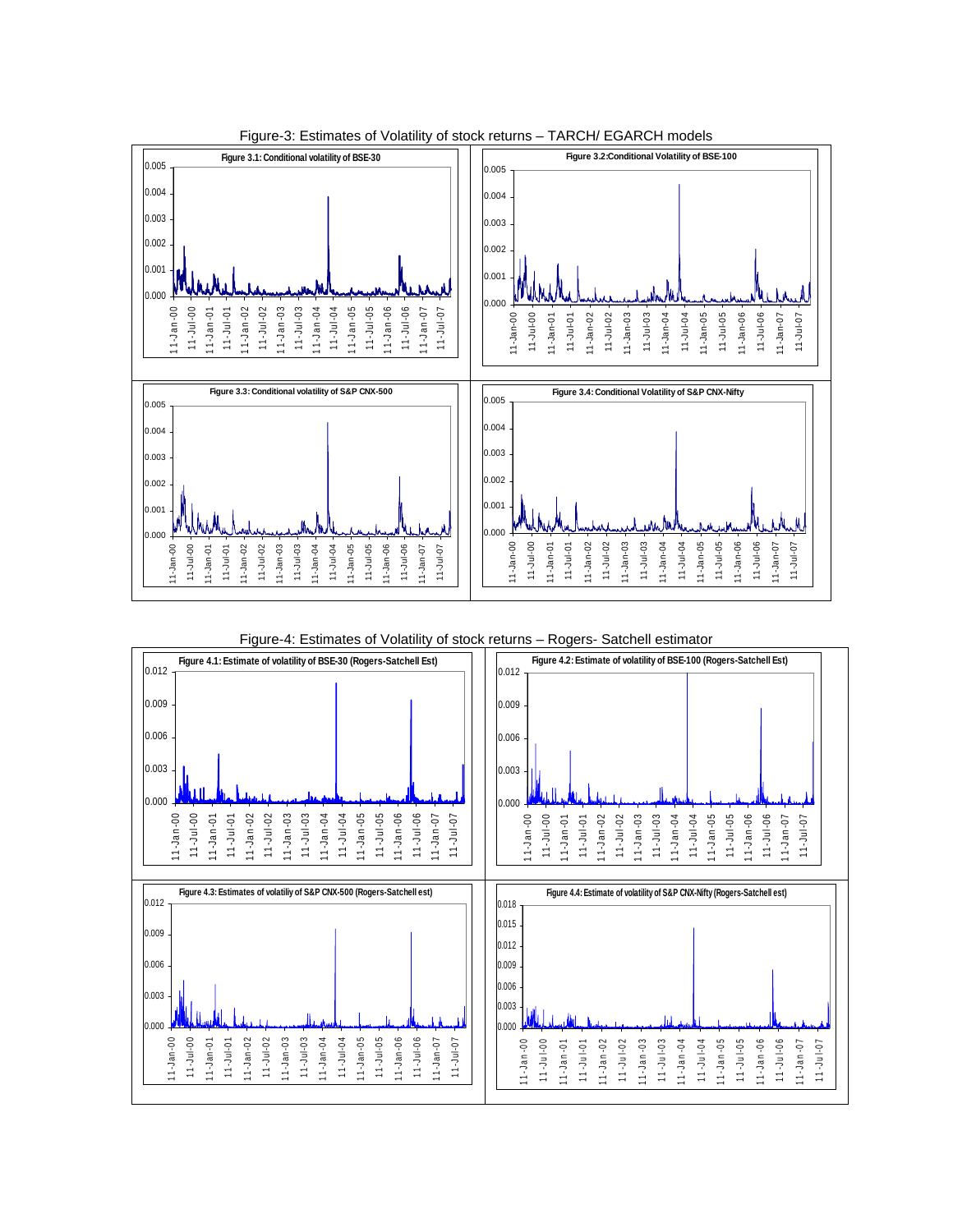Figure-3: Estimates of Volatility of stock returns – TARCH/ EGARCH models

**Figure 3.1: Conditional volatility of BSE-30**

**Figure 3.2: Conditional Volatility of BSE-100**

**Figure 3.3: Conditional volatility of S&P CNX-500**

**Figure 3.4: Conditional Volatility of S&P CNX-Nifty**

Figure-4: Estimates of Volatility of stock returns – Rogers- Satchell estimator

**Figure 4.1: Estimate of volatility of BSE-30 (Rogers-Satchell Est)**

**Figure 4.2: Estimate of volatility of BSE-100 (Rogers-Satchell Est)**

**Figure 4.3: Estimates of volatiliy of S&P CNX-500 (Rogers-Satchell est)**

**Figure 4.4: Estimate of volatility of S&P CNX-Nifty (Rogers-Satchell est)**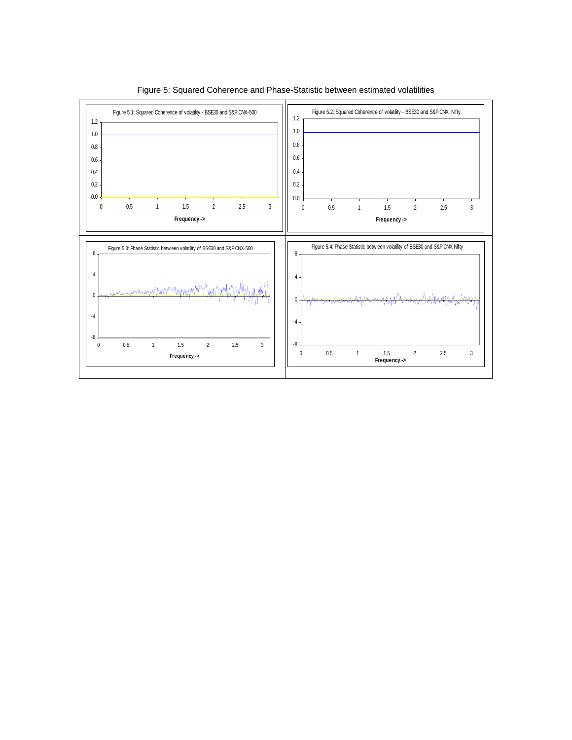Figure 5: Squared Coherence and Phase-Statistic between estimated volatilities

Figure 5.1: Squared Coherence of volatility - BSE30 and S&P CNX-500

1.2
1.0
0.8
0.6
0.4
0.2
0.0
0 0.5 1 1.5 2 2.5 3
Frequency ->

Figure 5.2: Squared Coherence of volatility - BSE30 and S&P CNX Nifty

1.2
1.0
0.8
0.6
0.4
0.2
0.0
0 0.5 1 1.5 2 2.5 3
Frequency ->

Figure 5.3: Phase Statistic betw een volatility of BSE30 and S&P CNX-500

8
4
0
-4
-8
0 0.5 1 1.5 2 2.5 3
Frequency ->

Figure 5.4: Phase Statistic betw een volatility of BSE30 and S&P CNX Nifty

8
4
0
-4
-8
0 0.5 1 1.5 2 2.5 3
Frequency ->